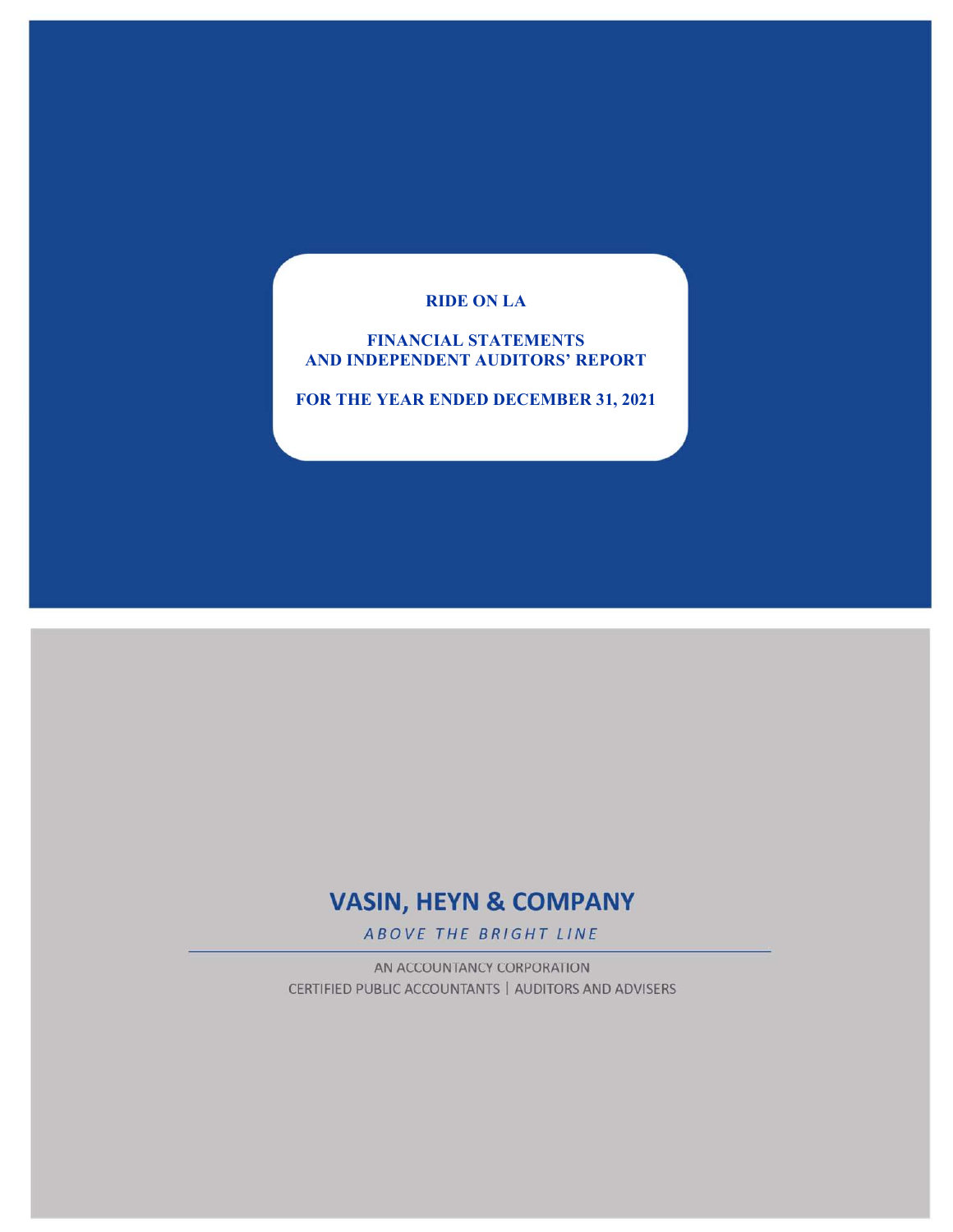# RIDE ON LA

## FINANCIAL STATEMENTS AND INDEPENDENT AUDITORS' REPORT

## FOR THE YEAR ENDED DECEMBER 31, 2021

**VASIN, HEYN & COMPANY**

*ABOVE THE BRIGHT LINE*

AN ACCOUNTANCY CORPORATION
CERTIFIED PUBLIC ACCOUNTANTS | AUDITORS AND ADVISERS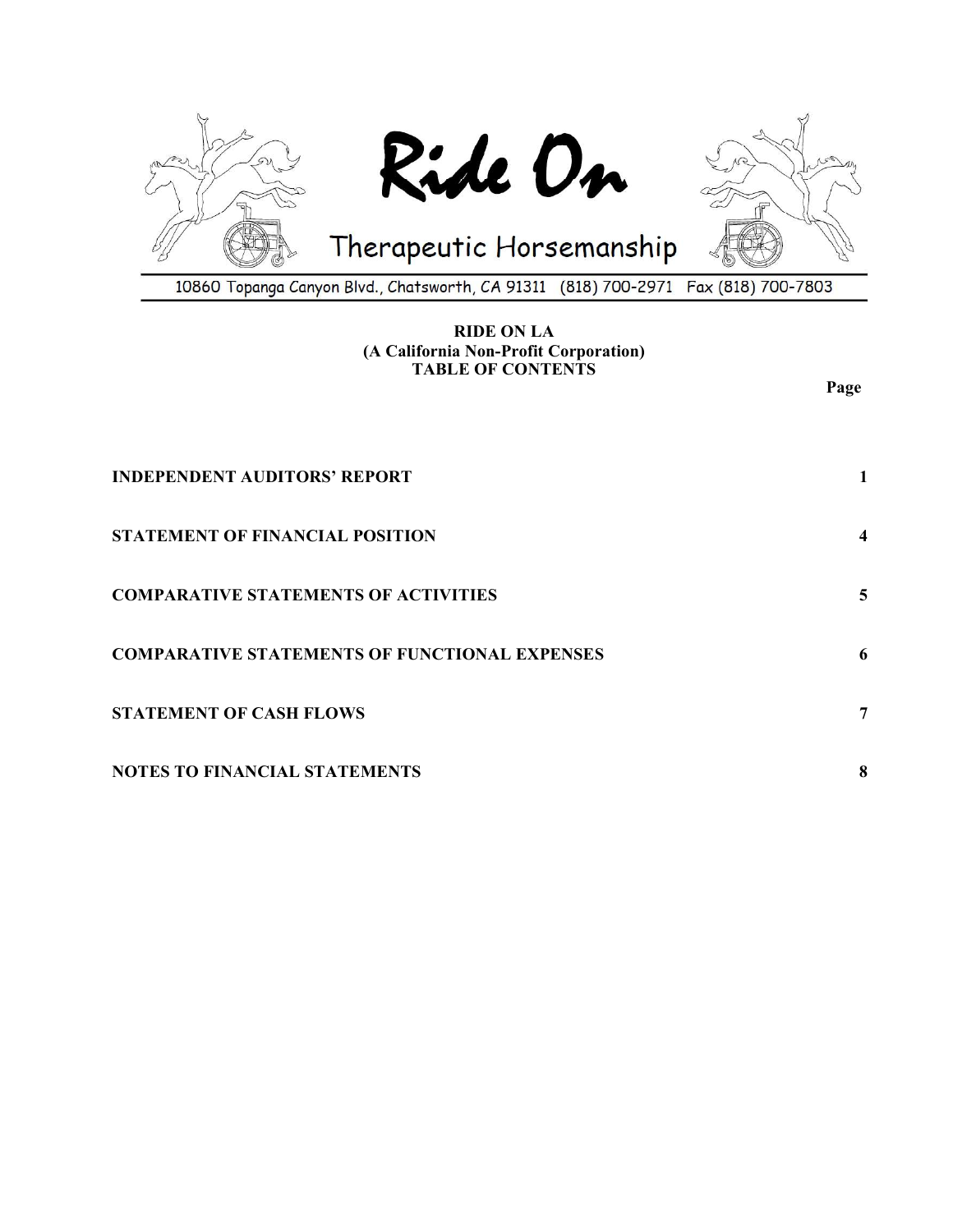Ride On

Therapeutic Horsemanship

10860 Topanga Canyon Blvd., Chatsworth, CA 91311 (818) 700-2971 Fax (818) 700-7803

# RIDE ON LA
## (A California Non-Profit Corporation)
## TABLE OF CONTENTS

| | Page |
|---|---|
| **INDEPENDENT AUDITORS' REPORT** | **1** |
| **STATEMENT OF FINANCIAL POSITION** | **4** |
| **COMPARATIVE STATEMENTS OF ACTIVITIES** | **5** |
| **COMPARATIVE STATEMENTS OF FUNCTIONAL EXPENSES** | **6** |
| **STATEMENT OF CASH FLOWS** | **7** |
| **NOTES TO FINANCIAL STATEMENTS** | **8** |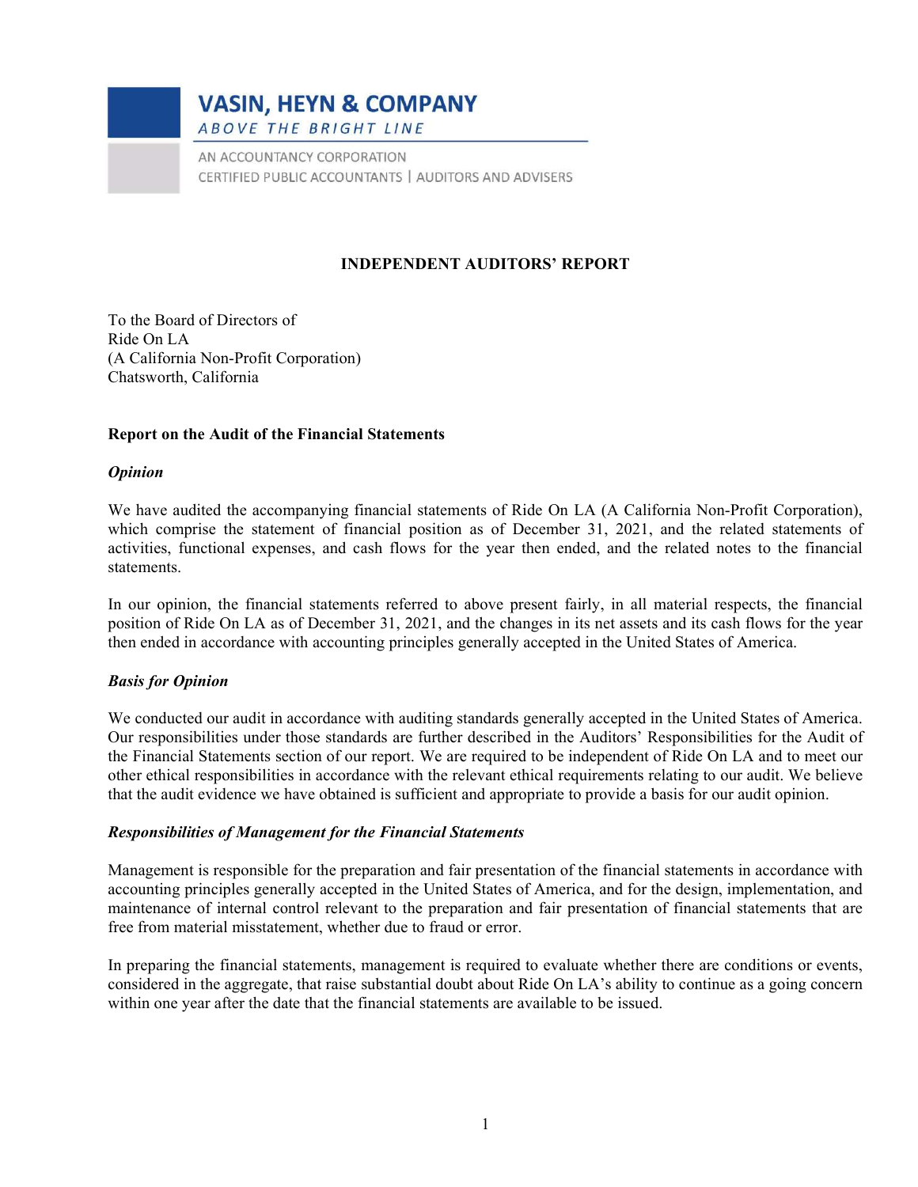# VASIN, HEYN & COMPANY

*ABOVE THE BRIGHT LINE*

AN ACCOUNTANCY CORPORATION
CERTIFIED PUBLIC ACCOUNTANTS | AUDITORS AND ADVISERS

## INDEPENDENT AUDITORS' REPORT

To the Board of Directors of
Ride On LA
(A California Non-Profit Corporation)
Chatsworth, California

### Report on the Audit of the Financial Statements

***Opinion***

We have audited the accompanying financial statements of Ride On LA (A California Non-Profit Corporation), which comprise the statement of financial position as of December 31, 2021, and the related statements of activities, functional expenses, and cash flows for the year then ended, and the related notes to the financial statements.

In our opinion, the financial statements referred to above present fairly, in all material respects, the financial position of Ride On LA as of December 31, 2021, and the changes in its net assets and its cash flows for the year then ended in accordance with accounting principles generally accepted in the United States of America.

***Basis for Opinion***

We conducted our audit in accordance with auditing standards generally accepted in the United States of America. Our responsibilities under those standards are further described in the Auditors' Responsibilities for the Audit of the Financial Statements section of our report. We are required to be independent of Ride On LA and to meet our other ethical responsibilities in accordance with the relevant ethical requirements relating to our audit. We believe that the audit evidence we have obtained is sufficient and appropriate to provide a basis for our audit opinion.

***Responsibilities of Management for the Financial Statements***

Management is responsible for the preparation and fair presentation of the financial statements in accordance with accounting principles generally accepted in the United States of America, and for the design, implementation, and maintenance of internal control relevant to the preparation and fair presentation of financial statements that are free from material misstatement, whether due to fraud or error.

In preparing the financial statements, management is required to evaluate whether there are conditions or events, considered in the aggregate, that raise substantial doubt about Ride On LA's ability to continue as a going concern within one year after the date that the financial statements are available to be issued.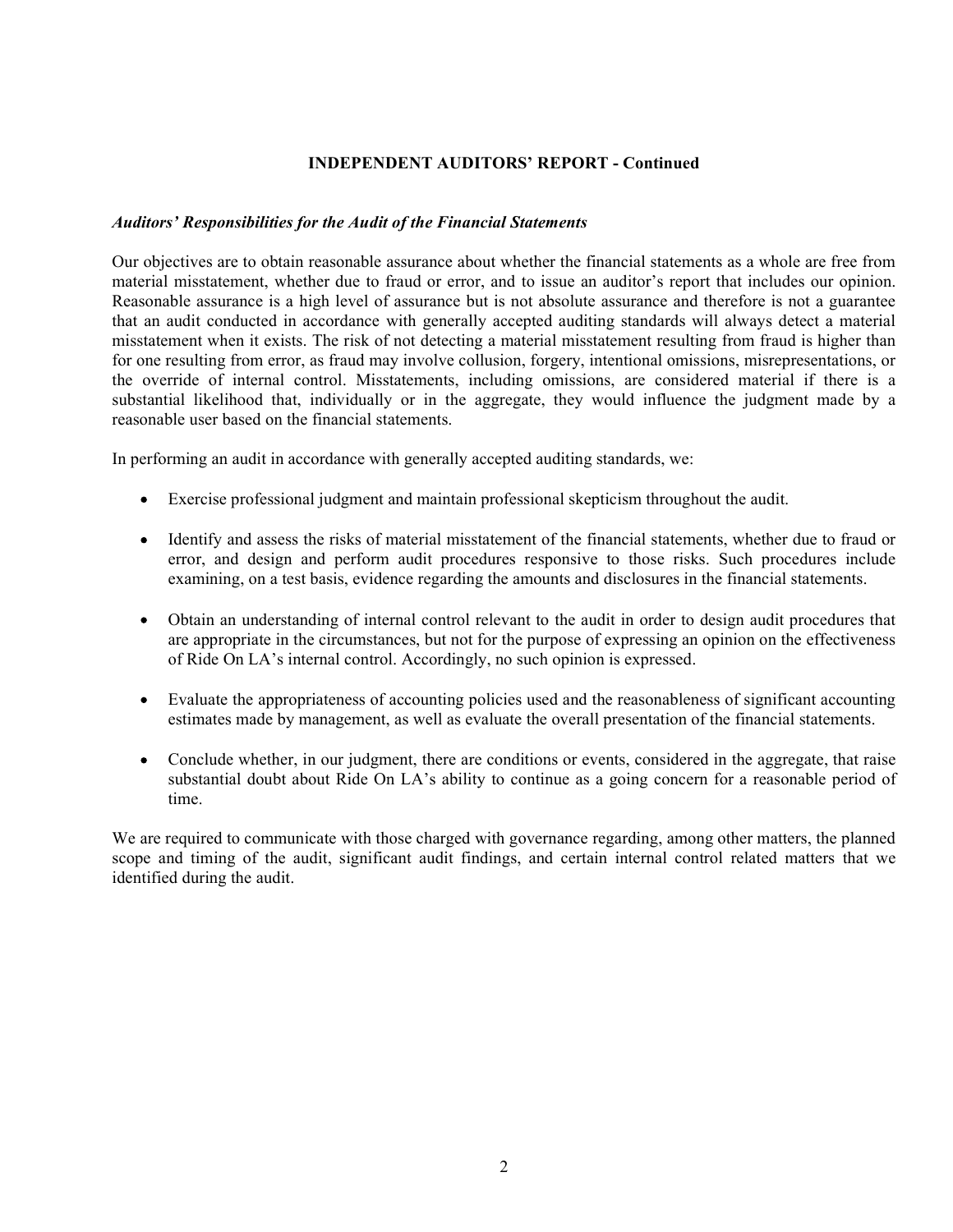**INDEPENDENT AUDITORS' REPORT - Continued**

***Auditors' Responsibilities for the Audit of the Financial Statements***

Our objectives are to obtain reasonable assurance about whether the financial statements as a whole are free from material misstatement, whether due to fraud or error, and to issue an auditor's report that includes our opinion. Reasonable assurance is a high level of assurance but is not absolute assurance and therefore is not a guarantee that an audit conducted in accordance with generally accepted auditing standards will always detect a material misstatement when it exists. The risk of not detecting a material misstatement resulting from fraud is higher than for one resulting from error, as fraud may involve collusion, forgery, intentional omissions, misrepresentations, or the override of internal control. Misstatements, including omissions, are considered material if there is a substantial likelihood that, individually or in the aggregate, they would influence the judgment made by a reasonable user based on the financial statements.

In performing an audit in accordance with generally accepted auditing standards, we:

- Exercise professional judgment and maintain professional skepticism throughout the audit.
- Identify and assess the risks of material misstatement of the financial statements, whether due to fraud or error, and design and perform audit procedures responsive to those risks. Such procedures include examining, on a test basis, evidence regarding the amounts and disclosures in the financial statements.
- Obtain an understanding of internal control relevant to the audit in order to design audit procedures that are appropriate in the circumstances, but not for the purpose of expressing an opinion on the effectiveness of Ride On LA's internal control. Accordingly, no such opinion is expressed.
- Evaluate the appropriateness of accounting policies used and the reasonableness of significant accounting estimates made by management, as well as evaluate the overall presentation of the financial statements.
- Conclude whether, in our judgment, there are conditions or events, considered in the aggregate, that raise substantial doubt about Ride On LA's ability to continue as a going concern for a reasonable period of time.

We are required to communicate with those charged with governance regarding, among other matters, the planned scope and timing of the audit, significant audit findings, and certain internal control related matters that we identified during the audit.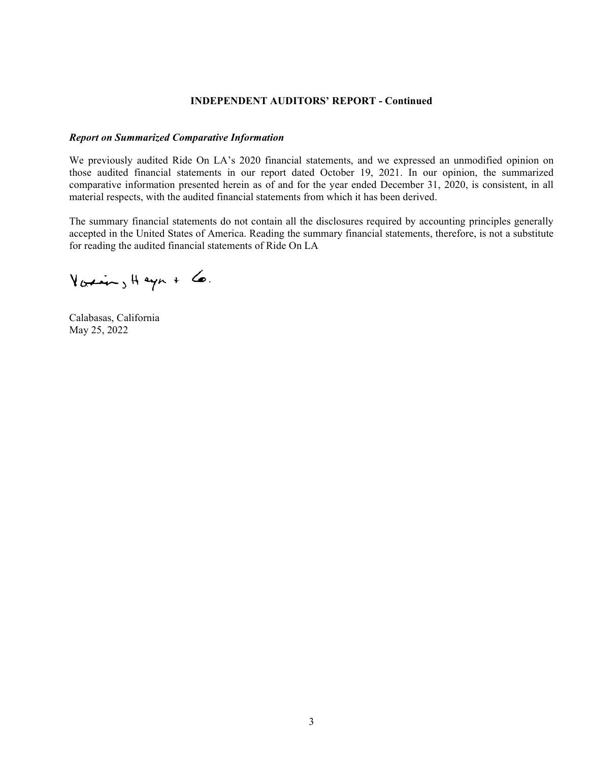**INDEPENDENT AUDITORS' REPORT - Continued**

***Report on Summarized Comparative Information***

We previously audited Ride On LA's 2020 financial statements, and we expressed an unmodified opinion on those audited financial statements in our report dated October 19, 2021. In our opinion, the summarized comparative information presented herein as of and for the year ended December 31, 2020, is consistent, in all material respects, with the audited financial statements from which it has been derived.

The summary financial statements do not contain all the disclosures required by accounting principles generally accepted in the United States of America. Reading the summary financial statements, therefore, is not a substitute for reading the audited financial statements of Ride On LA

Vasquez, Hayn + Co.

Calabasas, California
May 25, 2022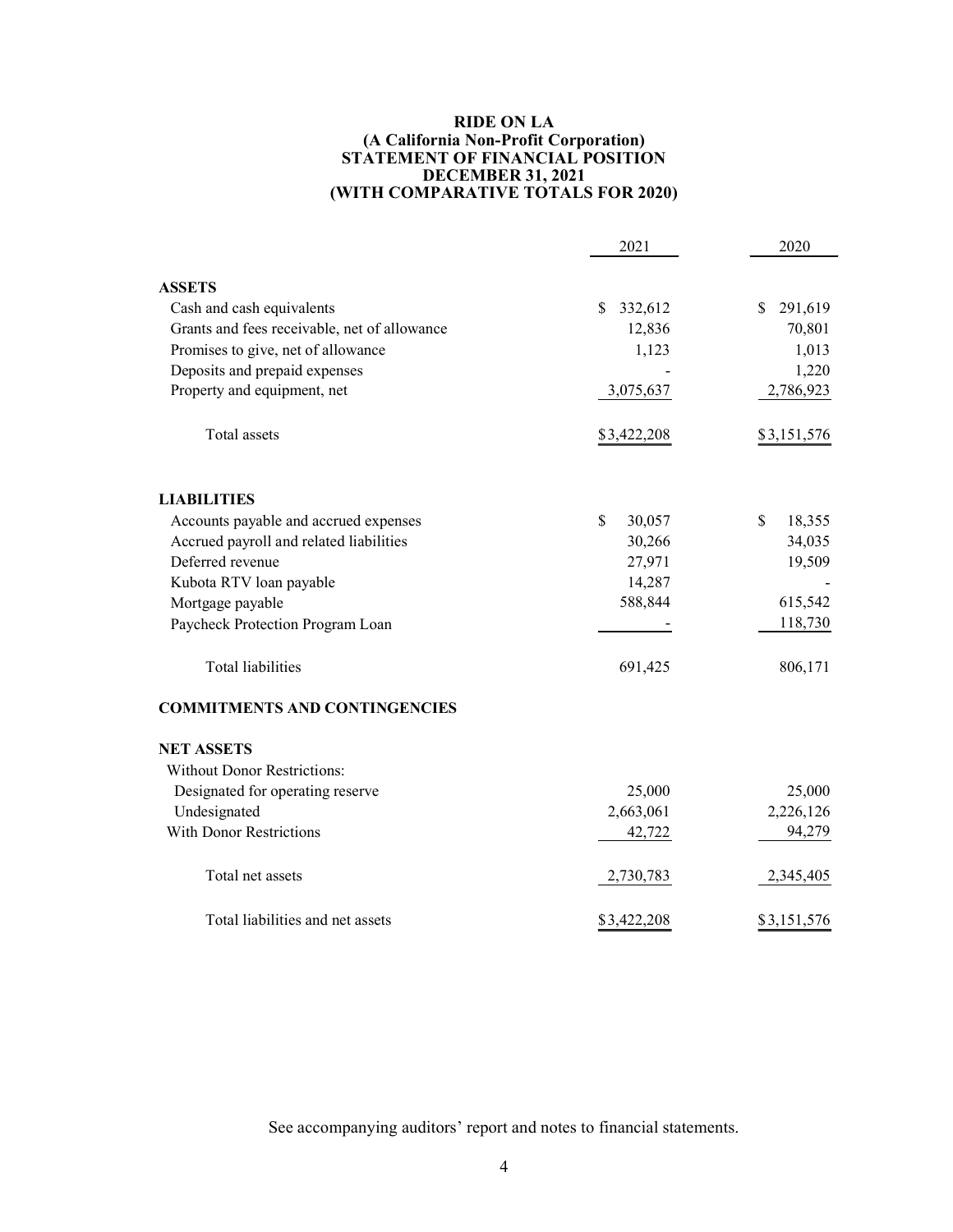# RIDE ON LA
## (A California Non-Profit Corporation)
## STATEMENT OF FINANCIAL POSITION
## DECEMBER 31, 2021
## (WITH COMPARATIVE TOTALS FOR 2020)

| | 2021 | 2020 |
|---|---|---|
| **ASSETS** | | |
| Cash and cash equivalents | $ 332,612 | $ 291,619 |
| Grants and fees receivable, net of allowance | 12,836 | 70,801 |
| Promises to give, net of allowance | 1,123 | 1,013 |
| Deposits and prepaid expenses | - | 1,220 |
| Property and equipment, net | 3,075,637 | 2,786,923 |
| Total assets | $3,422,208 | $3,151,576 |
| **LIABILITIES** | | |
| Accounts payable and accrued expenses | $ 30,057 | $ 18,355 |
| Accrued payroll and related liabilities | 30,266 | 34,035 |
| Deferred revenue | 27,971 | 19,509 |
| Kubota RTV loan payable | 14,287 | - |
| Mortgage payable | 588,844 | 615,542 |
| Paycheck Protection Program Loan | - | 118,730 |
| Total liabilities | 691,425 | 806,171 |
| **COMMITMENTS AND CONTINGENCIES** | | |
| **NET ASSETS** | | |
| Without Donor Restrictions: | | |
| Designated for operating reserve | 25,000 | 25,000 |
| Undesignated | 2,663,061 | 2,226,126 |
| With Donor Restrictions | 42,722 | 94,279 |
| Total net assets | 2,730,783 | 2,345,405 |
| Total liabilities and net assets | $3,422,208 | $3,151,576 |

See accompanying auditors' report and notes to financial statements.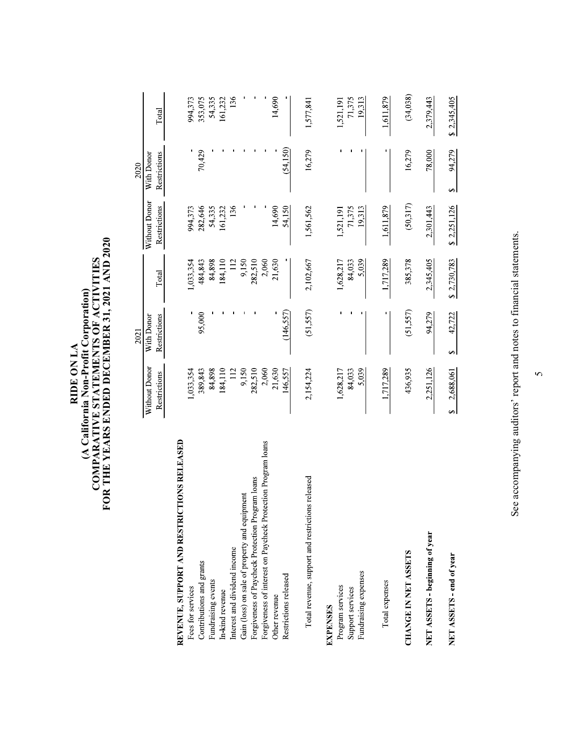# RIDE ON LA
## (A California Non-Profit Corporation)
## COMPARATIVE STATEMENTS OF ACTIVITIES
## FOR THE YEARS ENDED DECEMBER 31, 2021 AND 2020

| | 2021 | | | 2020 | | |
|---|---|---|---|---|---|---|
| | Without Donor Restrictions | With Donor Restrictions | Total | Without Donor Restrictions | With Donor Restrictions | Total |
| **REVENUE, SUPPORT AND RESTRICTIONS RELEASED** | | | | | | |
| Fees for services | 1,033,354 | - | 1,033,354 | 994,373 | - | 994,373 |
| Contributions and grants | 389,843 | 95,000 | 484,843 | 282,646 | 70,429 | 353,075 |
| Fundraising events | 84,898 | - | 84,898 | 54,335 | - | 54,335 |
| In-kind revenue | 184,110 | - | 184,110 | 161,232 | - | 161,232 |
| Interest and dividend income | 112 | - | 112 | 136 | - | 136 |
| Gain (loss) on sale of property and equipment | 9,150 | - | 9,150 | - | - | - |
| Forgiveness of Paycheck Protection Program loans | 282,510 | - | 282,510 | - | - | - |
| Forgiveness of interest on Paycheck Protection Program loans | 2,060 | | 2,060 | - | - | - |
| Other revenue | 21,630 | - | 21,630 | 14,690 | - | 14,690 |
| Restrictions released | 146,557 | (146,557) | - | 54,150 | (54,150) | - |
| Total revenue, support and restrictions released | 2,154,224 | (51,557) | 2,102,667 | 1,561,562 | 16,279 | 1,577,841 |
| **EXPENSES** | | | | | | |
| Program services | 1,628,217 | - | 1,628,217 | 1,521,191 | - | 1,521,191 |
| Support services | 84,033 | - | 84,033 | 71,375 | - | 71,375 |
| Fundraising expenses | 5,039 | - | 5,039 | 19,313 | - | 19,313 |
| Total expenses | 1,717,289 | - | 1,717,289 | 1,611,879 | - | 1,611,879 |
| **CHANGE IN NET ASSETS** | 436,935 | (51,557) | 385,378 | (50,317) | 16,279 | (34,038) |
| **NET ASSETS - beginning of year** | 2,251,126 | 94,279 | 2,345,405 | 2,301,443 | 78,000 | 2,379,443 |
| **NET ASSETS - end of year** | $ 2,688,061 | $ 42,722 | $ 2,730,783 | $ 2,251,126 | $ 94,279 | $ 2,345,405 |

See accompanying auditors' report and notes to financial statements.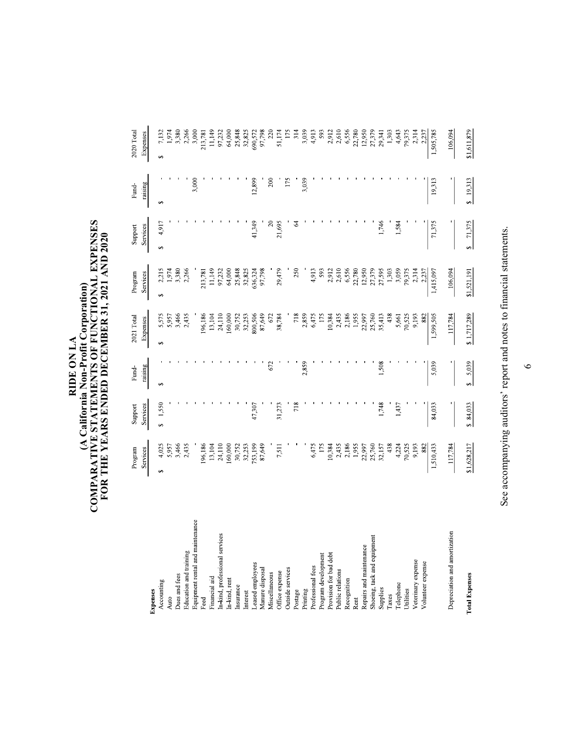# RIDE ON LA
## (A California Non-Profit Corporation)
## COMPARATIVE STATEMENTS OF FUNCTIONAL EXPENSES
## FOR THE YEARS ENDED DECEMBER 31, 2021 AND 2020

| | Program Services | Support Services | Fund-raising | 2021 Total Expenses | Program Services | Support Services | Fund-raising | 2020 Total Expenses |
|---|---|---|---|---|---|---|---|---|
| **Expenses** | | | | | | | | |
| Accounting | $ 4,025 | $ 1,550 | $ - | $ 5,575 | $ 2,215 | $ 4,917 | $ - | $ 7,132 |
| Auto | 5,957 | - | - | 5,957 | 1,974 | - | - | 1,974 |
| Dues and fees | 3,466 | - | - | 3,466 | 3,380 | - | - | 3,380 |
| Education and training | 2,435 | - | - | 2,435 | 2,266 | - | - | 2,266 |
| Equipment rental and maintenance | - | - | - | - | - | - | 3,000 | 3,000 |
| Feed | 196,186 | - | - | 196,186 | 213,781 | - | - | 213,781 |
| Financial aid | 13,104 | - | - | 13,104 | 11,149 | - | - | 11,149 |
| In-kind, professional services | 24,110 | - | - | 24,110 | 97,232 | - | - | 97,232 |
| In-kind, rent | 160,000 | - | - | 160,000 | 64,000 | - | - | 64,000 |
| Insurance | 30,752 | - | - | 30,752 | 25,848 | - | - | 25,848 |
| Interest | 32,253 | - | - | 32,253 | 32,825 | - | - | 32,825 |
| Leased employees | 753,199 | 47,307 | - | 800,506 | 636,324 | 41,349 | 12,899 | 690,572 |
| Manure disposal | 87,649 | - | - | 87,649 | 97,798 | - | - | 97,798 |
| Miscellaneous | - | - | 672 | 672 | - | 20 | 200 | 220 |
| Office expense | 7,511 | 31,273 | - | 38,784 | 29,479 | 21,695 | - | 51,174 |
| Outside services | - | - | - | - | - | - | 175 | 175 |
| Postage | - | 718 | - | 718 | 250 | 64 | - | 314 |
| Printing | - | - | 2,859 | 2,859 | - | - | 3,039 | 3,039 |
| Professional fees | 6,475 | - | - | 6,475 | 4,913 | - | - | 4,913 |
| Program development | 175 | - | - | 175 | 593 | - | - | 593 |
| Provision for bad debt | 10,384 | - | - | 10,384 | 2,912 | - | - | 2,912 |
| Public relations | 2,435 | - | - | 2,435 | 2,610 | - | - | 2,610 |
| Recognition | 2,186 | - | - | 2,186 | 6,556 | - | - | 6,556 |
| Rent | 1,955 | - | - | 1,955 | 22,780 | - | - | 22,780 |
| Repairs and maintenance | 22,997 | - | - | 22,997 | 12,950 | - | - | 12,950 |
| Shoeing, tack and equipment | 25,760 | - | - | 25,760 | 27,379 | - | - | 27,379 |
| Supplies | 32,157 | 1,748 | 1,508 | 35,413 | 27,595 | 1,746 | - | 29,341 |
| Taxes | 438 | - | - | 438 | 1,303 | - | - | 1,303 |
| Telephone | 4,224 | 1,437 | - | 5,661 | 3,059 | 1,584 | - | 4,643 |
| Utilities | 70,525 | - | - | 70,525 | 79,375 | - | - | 79,375 |
| Veterinary expense | 9,193 | - | - | 9,193 | 2,314 | - | - | 2,314 |
| Volunteer expense | 882 | - | - | 882 | 2,237 | - | - | 2,237 |
| | 1,510,433 | 84,033 | 5,039 | 1,599,505 | 1,415,097 | 71,375 | 19,313 | 1,505,785 |
| Depreciation and amortization | 117,784 | - | - | 117,784 | 106,094 | - | - | 106,094 |
| **Total Expenses** | $1,628,217 | $ 84,033 | $ 5,039 | $ 1,717,289 | $1,521,191 | $ 71,375 | $ 19,313 | $1,611,879 |

See accompanying auditors' report and notes to financial statements.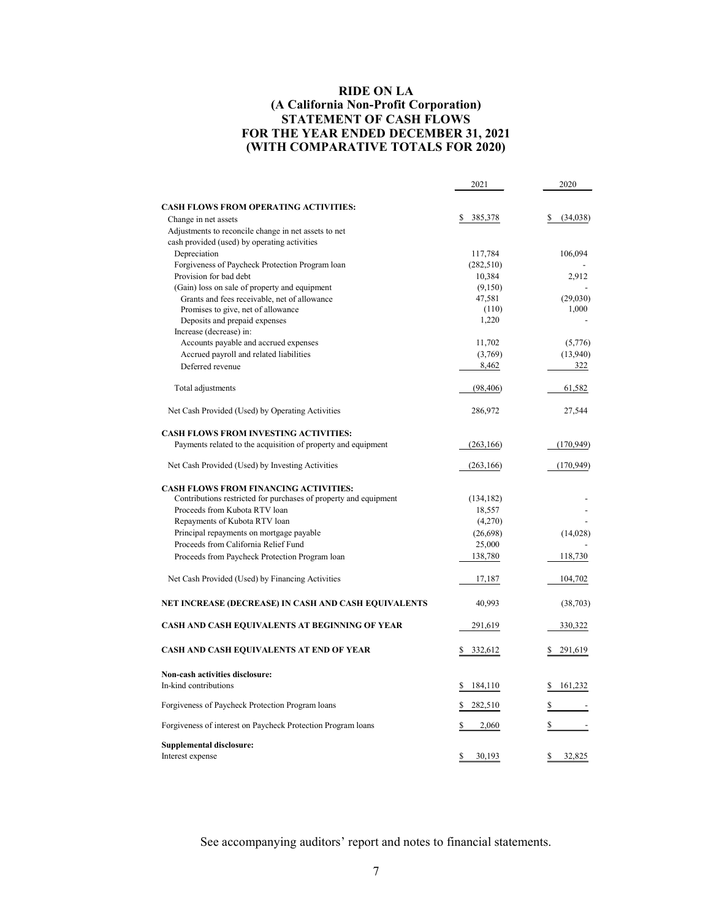# RIDE ON LA
## (A California Non-Profit Corporation)
## STATEMENT OF CASH FLOWS
## FOR THE YEAR ENDED DECEMBER 31, 2021
## (WITH COMPARATIVE TOTALS FOR 2020)

| | 2021 | 2020 |
|---|---|---|
| **CASH FLOWS FROM OPERATING ACTIVITIES:** | | |
| Change in net assets | $ 385,378 | $ (34,038) |
| Adjustments to reconcile change in net assets to net cash provided (used) by operating activities | | |
| Depreciation | 117,784 | 106,094 |
| Forgiveness of Paycheck Protection Program loan | (282,510) | - |
| Provision for bad debt | 10,384 | 2,912 |
| (Gain) loss on sale of property and equipment | (9,150) | - |
| Grants and fees receivable, net of allowance | 47,581 | (29,030) |
| Promises to give, net of allowance | (110) | 1,000 |
| Deposits and prepaid expenses | 1,220 | - |
| Increase (decrease) in: | | |
| Accounts payable and accrued expenses | 11,702 | (5,776) |
| Accrued payroll and related liabilities | (3,769) | (13,940) |
| Deferred revenue | 8,462 | 322 |
| Total adjustments | (98,406) | 61,582 |
| Net Cash Provided (Used) by Operating Activities | 286,972 | 27,544 |
| **CASH FLOWS FROM INVESTING ACTIVITIES:** | | |
| Payments related to the acquisition of property and equipment | (263,166) | (170,949) |
| Net Cash Provided (Used) by Investing Activities | (263,166) | (170,949) |
| **CASH FLOWS FROM FINANCING ACTIVITIES:** | | |
| Contributions restricted for purchases of property and equipment | (134,182) | - |
| Proceeds from Kubota RTV loan | 18,557 | - |
| Repayments of Kubota RTV loan | (4,270) | - |
| Principal repayments on mortgage payable | (26,698) | (14,028) |
| Proceeds from California Relief Fund | 25,000 | - |
| Proceeds from Paycheck Protection Program loan | 138,780 | 118,730 |
| Net Cash Provided (Used) by Financing Activities | 17,187 | 104,702 |
| **NET INCREASE (DECREASE) IN CASH AND CASH EQUIVALENTS** | 40,993 | (38,703) |
| **CASH AND CASH EQUIVALENTS AT BEGINNING OF YEAR** | 291,619 | 330,322 |
| **CASH AND CASH EQUIVALENTS AT END OF YEAR** | $ 332,612 | $ 291,619 |
| **Non-cash activities disclosure:** | | |
| In-kind contributions | $ 184,110 | $ 161,232 |
| Forgiveness of Paycheck Protection Program loans | $ 282,510 | $ - |
| Forgiveness of interest on Paycheck Protection Program loans | $ 2,060 | $ - |
| **Supplemental disclosure:** | | |
| Interest expense | $ 30,193 | $ 32,825 |

See accompanying auditors' report and notes to financial statements.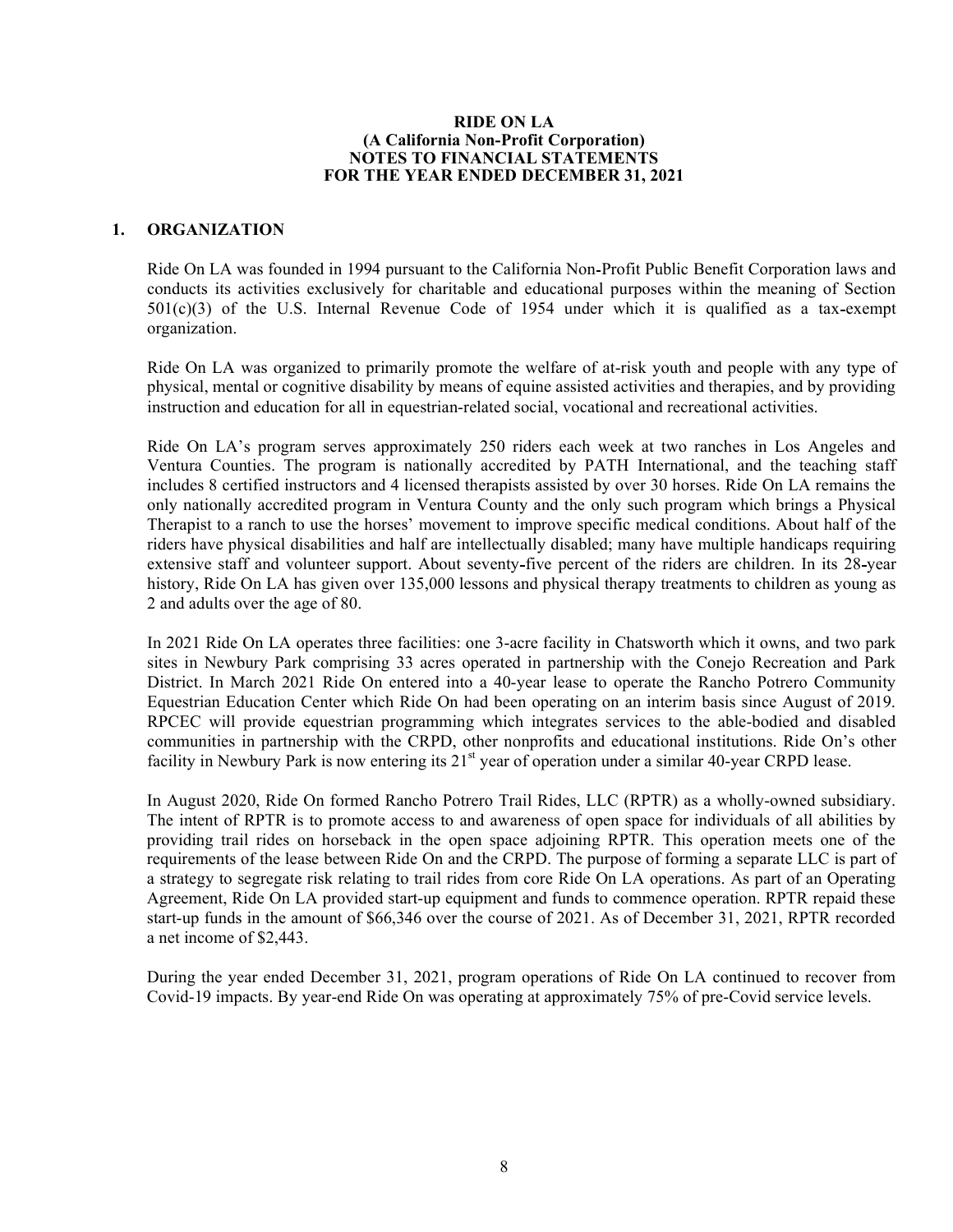**RIDE ON LA**
**(A California Non-Profit Corporation)**
**NOTES TO FINANCIAL STATEMENTS**
**FOR THE YEAR ENDED DECEMBER 31, 2021**

## 1. ORGANIZATION

Ride On LA was founded in 1994 pursuant to the California Non-Profit Public Benefit Corporation laws and conducts its activities exclusively for charitable and educational purposes within the meaning of Section 501(c)(3) of the U.S. Internal Revenue Code of 1954 under which it is qualified as a tax-exempt organization.

Ride On LA was organized to primarily promote the welfare of at-risk youth and people with any type of physical, mental or cognitive disability by means of equine assisted activities and therapies, and by providing instruction and education for all in equestrian-related social, vocational and recreational activities.

Ride On LA's program serves approximately 250 riders each week at two ranches in Los Angeles and Ventura Counties. The program is nationally accredited by PATH International, and the teaching staff includes 8 certified instructors and 4 licensed therapists assisted by over 30 horses. Ride On LA remains the only nationally accredited program in Ventura County and the only such program which brings a Physical Therapist to a ranch to use the horses' movement to improve specific medical conditions. About half of the riders have physical disabilities and half are intellectually disabled; many have multiple handicaps requiring extensive staff and volunteer support. About seventy-five percent of the riders are children. In its 28-year history, Ride On LA has given over 135,000 lessons and physical therapy treatments to children as young as 2 and adults over the age of 80.

In 2021 Ride On LA operates three facilities: one 3-acre facility in Chatsworth which it owns, and two park sites in Newbury Park comprising 33 acres operated in partnership with the Conejo Recreation and Park District. In March 2021 Ride On entered into a 40-year lease to operate the Rancho Potrero Community Equestrian Education Center which Ride On had been operating on an interim basis since August of 2019. RPCEC will provide equestrian programming which integrates services to the able-bodied and disabled communities in partnership with the CRPD, other nonprofits and educational institutions. Ride On's other facility in Newbury Park is now entering its 21st year of operation under a similar 40-year CRPD lease.

In August 2020, Ride On formed Rancho Potrero Trail Rides, LLC (RPTR) as a wholly-owned subsidiary. The intent of RPTR is to promote access to and awareness of open space for individuals of all abilities by providing trail rides on horseback in the open space adjoining RPTR. This operation meets one of the requirements of the lease between Ride On and the CRPD. The purpose of forming a separate LLC is part of a strategy to segregate risk relating to trail rides from core Ride On LA operations. As part of an Operating Agreement, Ride On LA provided start-up equipment and funds to commence operation. RPTR repaid these start-up funds in the amount of $66,346 over the course of 2021. As of December 31, 2021, RPTR recorded a net income of $2,443.

During the year ended December 31, 2021, program operations of Ride On LA continued to recover from Covid-19 impacts. By year-end Ride On was operating at approximately 75% of pre-Covid service levels.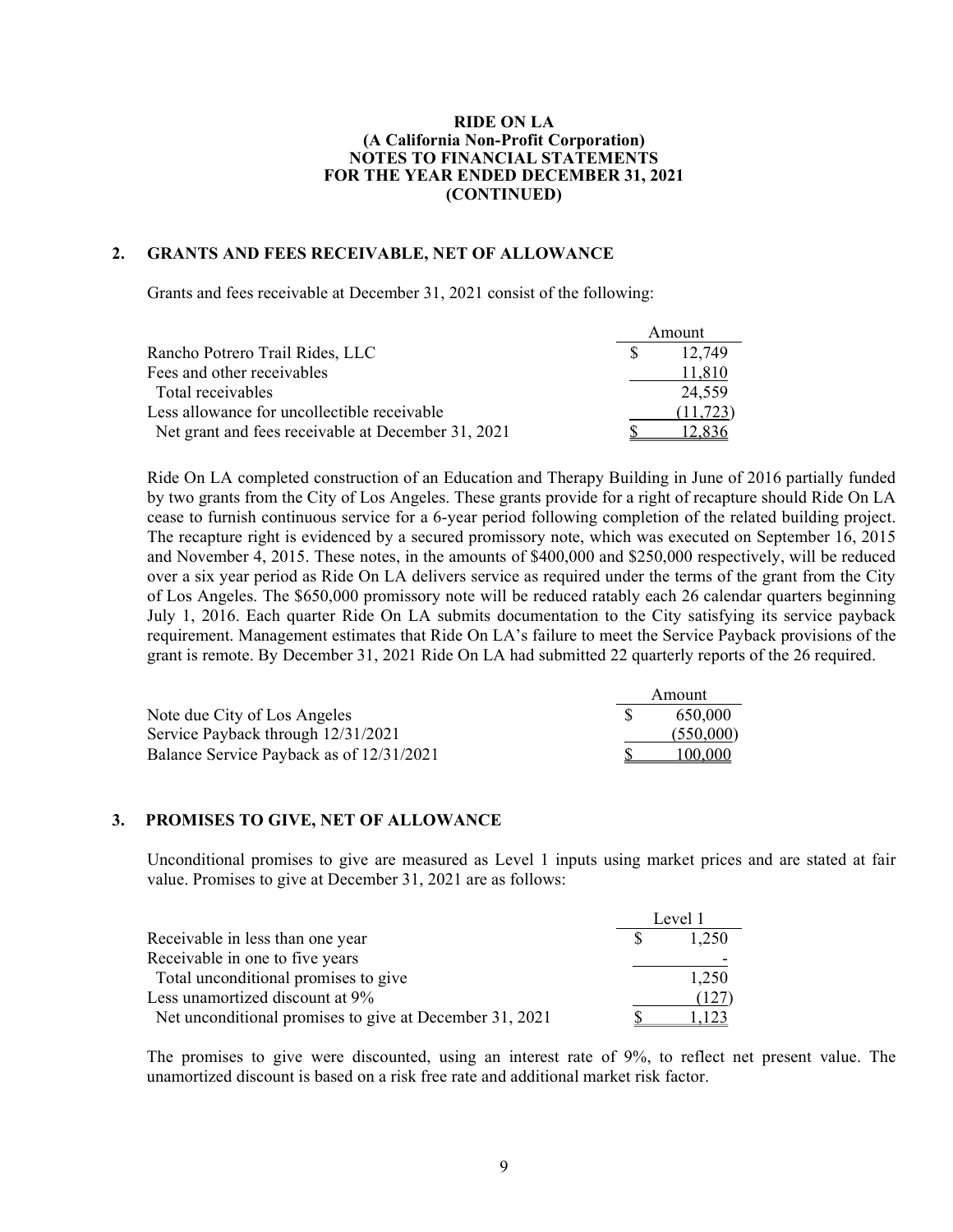**RIDE ON LA**
**(A California Non-Profit Corporation)**
**NOTES TO FINANCIAL STATEMENTS**
**FOR THE YEAR ENDED DECEMBER 31, 2021**
**(CONTINUED)**

## 2. GRANTS AND FEES RECEIVABLE, NET OF ALLOWANCE

Grants and fees receivable at December 31, 2021 consist of the following:

| | Amount |
|---|---|
| Rancho Potrero Trail Rides, LLC | $ 12,749 |
| Fees and other receivables | 11,810 |
| Total receivables | 24,559 |
| Less allowance for uncollectible receivable | (11,723) |
| Net grant and fees receivable at December 31, 2021 | $ 12,836 |

Ride On LA completed construction of an Education and Therapy Building in June of 2016 partially funded by two grants from the City of Los Angeles. These grants provide for a right of recapture should Ride On LA cease to furnish continuous service for a 6-year period following completion of the related building project. The recapture right is evidenced by a secured promissory note, which was executed on September 16, 2015 and November 4, 2015. These notes, in the amounts of $400,000 and $250,000 respectively, will be reduced over a six year period as Ride On LA delivers service as required under the terms of the grant from the City of Los Angeles. The $650,000 promissory note will be reduced ratably each 26 calendar quarters beginning July 1, 2016. Each quarter Ride On LA submits documentation to the City satisfying its service payback requirement. Management estimates that Ride On LA's failure to meet the Service Payback provisions of the grant is remote. By December 31, 2021 Ride On LA had submitted 22 quarterly reports of the 26 required.

| | Amount |
|---|---|
| Note due City of Los Angeles | $ 650,000 |
| Service Payback through 12/31/2021 | (550,000) |
| Balance Service Payback as of 12/31/2021 | $ 100,000 |

## 3. PROMISES TO GIVE, NET OF ALLOWANCE

Unconditional promises to give are measured as Level 1 inputs using market prices and are stated at fair value. Promises to give at December 31, 2021 are as follows:

| | Level 1 |
|---|---|
| Receivable in less than one year | $ 1,250 |
| Receivable in one to five years | - |
| Total unconditional promises to give | 1,250 |
| Less unamortized discount at 9% | (127) |
| Net unconditional promises to give at December 31, 2021 | $ 1,123 |

The promises to give were discounted, using an interest rate of 9%, to reflect net present value. The unamortized discount is based on a risk free rate and additional market risk factor.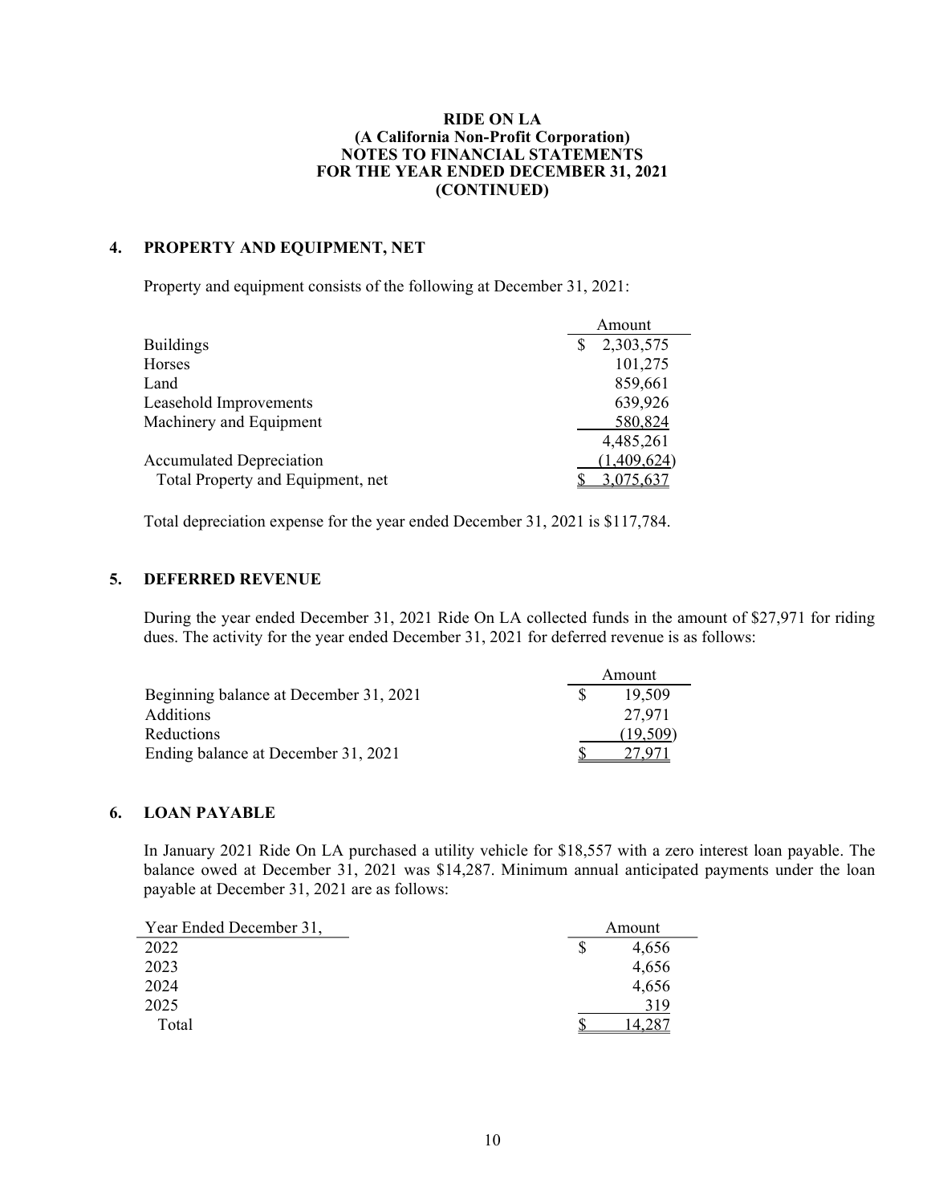**RIDE ON LA**
**(A California Non-Profit Corporation)**
**NOTES TO FINANCIAL STATEMENTS**
**FOR THE YEAR ENDED DECEMBER 31, 2021**
**(CONTINUED)**

## 4. PROPERTY AND EQUIPMENT, NET

Property and equipment consists of the following at December 31, 2021:

| | Amount |
|---|---|
| Buildings | $ 2,303,575 |
| Horses | 101,275 |
| Land | 859,661 |
| Leasehold Improvements | 639,926 |
| Machinery and Equipment | 580,824 |
| | 4,485,261 |
| Accumulated Depreciation | (1,409,624) |
| Total Property and Equipment, net | $ 3,075,637 |

Total depreciation expense for the year ended December 31, 2021 is $117,784.

## 5. DEFERRED REVENUE

During the year ended December 31, 2021 Ride On LA collected funds in the amount of $27,971 for riding dues. The activity for the year ended December 31, 2021 for deferred revenue is as follows:

| | Amount |
|---|---|
| Beginning balance at December 31, 2021 | $ 19,509 |
| Additions | 27,971 |
| Reductions | (19,509) |
| Ending balance at December 31, 2021 | $ 27,971 |

## 6. LOAN PAYABLE

In January 2021 Ride On LA purchased a utility vehicle for $18,557 with a zero interest loan payable. The balance owed at December 31, 2021 was $14,287. Minimum annual anticipated payments under the loan payable at December 31, 2021 are as follows:

| Year Ended December 31, | Amount |
|---|---|
| 2022 | $ 4,656 |
| 2023 | 4,656 |
| 2024 | 4,656 |
| 2025 | 319 |
| Total | $ 14,287 |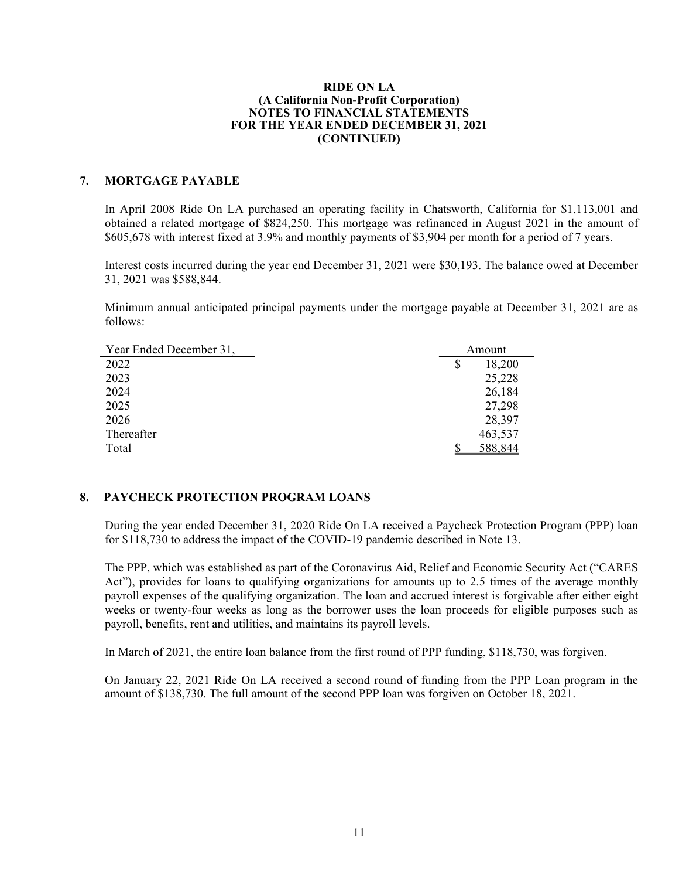**RIDE ON LA**
**(A California Non-Profit Corporation)**
**NOTES TO FINANCIAL STATEMENTS**
**FOR THE YEAR ENDED DECEMBER 31, 2021**
**(CONTINUED)**

## 7. MORTGAGE PAYABLE

In April 2008 Ride On LA purchased an operating facility in Chatsworth, California for $1,113,001 and obtained a related mortgage of $824,250. This mortgage was refinanced in August 2021 in the amount of $605,678 with interest fixed at 3.9% and monthly payments of $3,904 per month for a period of 7 years.

Interest costs incurred during the year end December 31, 2021 were $30,193. The balance owed at December 31, 2021 was $588,844.

Minimum annual anticipated principal payments under the mortgage payable at December 31, 2021 are as follows:

| Year Ended December 31, | Amount |
|---|---|
| 2022 | $ 18,200 |
| 2023 | 25,228 |
| 2024 | 26,184 |
| 2025 | 27,298 |
| 2026 | 28,397 |
| Thereafter | 463,537 |
| Total | $ 588,844 |

## 8. PAYCHECK PROTECTION PROGRAM LOANS

During the year ended December 31, 2020 Ride On LA received a Paycheck Protection Program (PPP) loan for $118,730 to address the impact of the COVID-19 pandemic described in Note 13.

The PPP, which was established as part of the Coronavirus Aid, Relief and Economic Security Act ("CARES Act"), provides for loans to qualifying organizations for amounts up to 2.5 times of the average monthly payroll expenses of the qualifying organization. The loan and accrued interest is forgivable after either eight weeks or twenty-four weeks as long as the borrower uses the loan proceeds for eligible purposes such as payroll, benefits, rent and utilities, and maintains its payroll levels.

In March of 2021, the entire loan balance from the first round of PPP funding, $118,730, was forgiven.

On January 22, 2021 Ride On LA received a second round of funding from the PPP Loan program in the amount of $138,730. The full amount of the second PPP loan was forgiven on October 18, 2021.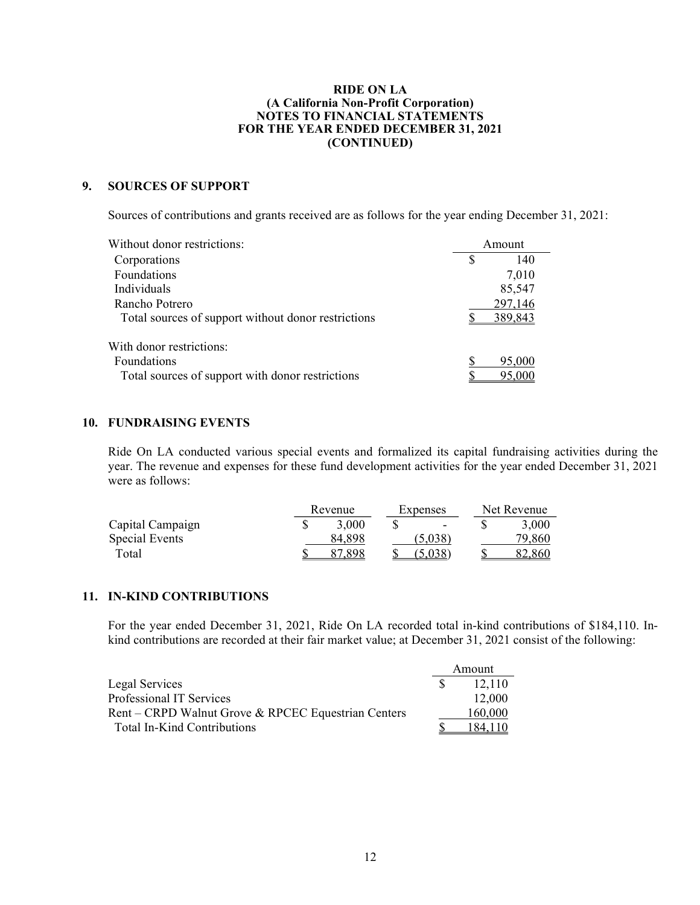**RIDE ON LA**
**(A California Non-Profit Corporation)**
**NOTES TO FINANCIAL STATEMENTS**
**FOR THE YEAR ENDED DECEMBER 31, 2021**
**(CONTINUED)**

## 9. SOURCES OF SUPPORT

Sources of contributions and grants received are as follows for the year ending December 31, 2021:

| | Amount |
|---|---|
| Without donor restrictions: | |
| Corporations | $ 140 |
| Foundations | 7,010 |
| Individuals | 85,547 |
| Rancho Potrero | 297,146 |
| Total sources of support without donor restrictions | $ 389,843 |
| | |
| With donor restrictions: | |
| Foundations | $ 95,000 |
| Total sources of support with donor restrictions | $ 95,000 |

## 10. FUNDRAISING EVENTS

Ride On LA conducted various special events and formalized its capital fundraising activities during the year. The revenue and expenses for these fund development activities for the year ended December 31, 2021 were as follows:

| | Revenue | Expenses | Net Revenue |
|---|---|---|---|
| Capital Campaign | $ 3,000 | $ - | $ 3,000 |
| Special Events | 84,898 | (5,038) | 79,860 |
| Total | $ 87,898 | $ (5,038) | $ 82,860 |

## 11. IN-KIND CONTRIBUTIONS

For the year ended December 31, 2021, Ride On LA recorded total in-kind contributions of $184,110. In-kind contributions are recorded at their fair market value; at December 31, 2021 consist of the following:

| | Amount |
|---|---|
| Legal Services | $ 12,110 |
| Professional IT Services | 12,000 |
| Rent – CRPD Walnut Grove & RPCEC Equestrian Centers | 160,000 |
| Total In-Kind Contributions | $ 184,110 |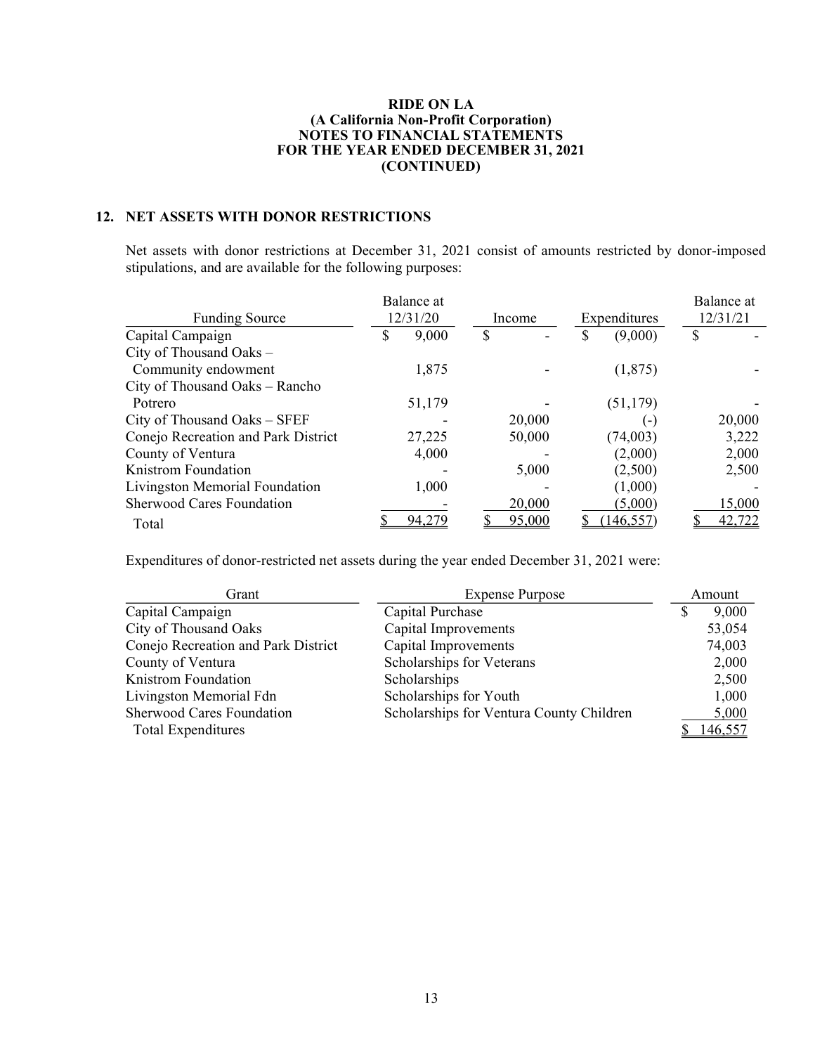**RIDE ON LA**
**(A California Non-Profit Corporation)**
**NOTES TO FINANCIAL STATEMENTS**
**FOR THE YEAR ENDED DECEMBER 31, 2021**
**(CONTINUED)**

## 12. NET ASSETS WITH DONOR RESTRICTIONS

Net assets with donor restrictions at December 31, 2021 consist of amounts restricted by donor-imposed stipulations, and are available for the following purposes:

| Funding Source | Balance at 12/31/20 | Income | Expenditures | Balance at 12/31/21 |
|---|---|---|---|---|
| Capital Campaign | $ 9,000 | $ - | $ (9,000) | $ - |
| City of Thousand Oaks – Community endowment | 1,875 | - | (1,875) | - |
| City of Thousand Oaks – Rancho Potrero | 51,179 | - | (51,179) | - |
| City of Thousand Oaks – SFEF | - | 20,000 | (-) | 20,000 |
| Conejo Recreation and Park District | 27,225 | 50,000 | (74,003) | 3,222 |
| County of Ventura | 4,000 | - | (2,000) | 2,000 |
| Knistrom Foundation | - | 5,000 | (2,500) | 2,500 |
| Livingston Memorial Foundation | 1,000 | - | (1,000) | - |
| Sherwood Cares Foundation | - | 20,000 | (5,000) | 15,000 |
| Total | $ 94,279 | $ 95,000 | $ (146,557) | $ 42,722 |

Expenditures of donor-restricted net assets during the year ended December 31, 2021 were:

| Grant | Expense Purpose | Amount |
|---|---|---|
| Capital Campaign | Capital Purchase | $ 9,000 |
| City of Thousand Oaks | Capital Improvements | 53,054 |
| Conejo Recreation and Park District | Capital Improvements | 74,003 |
| County of Ventura | Scholarships for Veterans | 2,000 |
| Knistrom Foundation | Scholarships | 2,500 |
| Livingston Memorial Fdn | Scholarships for Youth | 1,000 |
| Sherwood Cares Foundation | Scholarships for Ventura County Children | 5,000 |
| Total Expenditures | | $ 146,557 |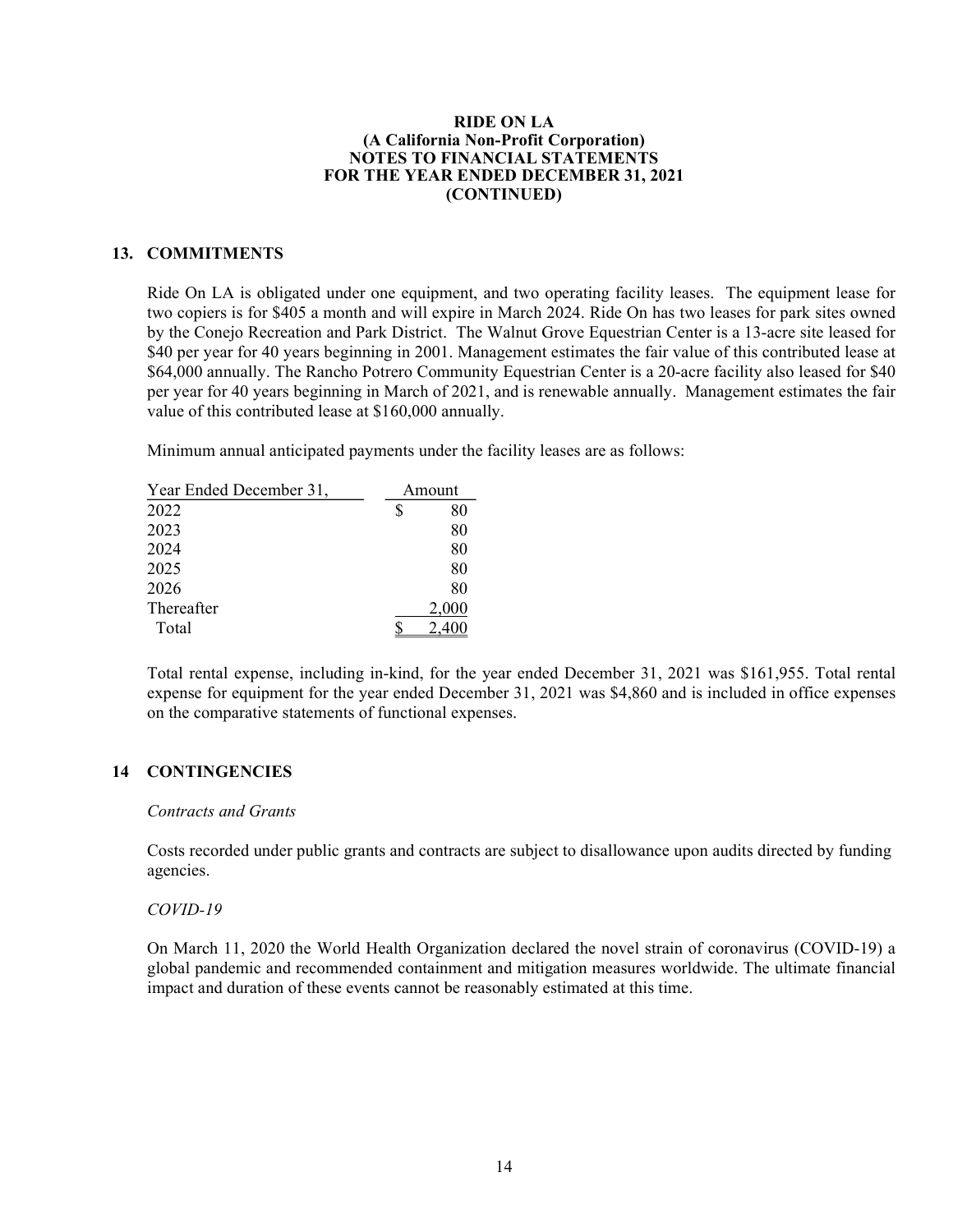**RIDE ON LA**
**(A California Non-Profit Corporation)**
**NOTES TO FINANCIAL STATEMENTS**
**FOR THE YEAR ENDED DECEMBER 31, 2021**
**(CONTINUED)**

## 13. COMMITMENTS

Ride On LA is obligated under one equipment, and two operating facility leases. The equipment lease for two copiers is for $405 a month and will expire in March 2024. Ride On has two leases for park sites owned by the Conejo Recreation and Park District. The Walnut Grove Equestrian Center is a 13-acre site leased for $40 per year for 40 years beginning in 2001. Management estimates the fair value of this contributed lease at $64,000 annually. The Rancho Potrero Community Equestrian Center is a 20-acre facility also leased for $40 per year for 40 years beginning in March of 2021, and is renewable annually. Management estimates the fair value of this contributed lease at $160,000 annually.

Minimum annual anticipated payments under the facility leases are as follows:

| Year Ended December 31, | Amount |
|---|---|
| 2022 | $ 80 |
| 2023 | 80 |
| 2024 | 80 |
| 2025 | 80 |
| 2026 | 80 |
| Thereafter | 2,000 |
| Total | $ 2,400 |

Total rental expense, including in-kind, for the year ended December 31, 2021 was $161,955. Total rental expense for equipment for the year ended December 31, 2021 was $4,860 and is included in office expenses on the comparative statements of functional expenses.

## 14 CONTINGENCIES

*Contracts and Grants*

Costs recorded under public grants and contracts are subject to disallowance upon audits directed by funding agencies.

*COVID-19*

On March 11, 2020 the World Health Organization declared the novel strain of coronavirus (COVID-19) a global pandemic and recommended containment and mitigation measures worldwide. The ultimate financial impact and duration of these events cannot be reasonably estimated at this time.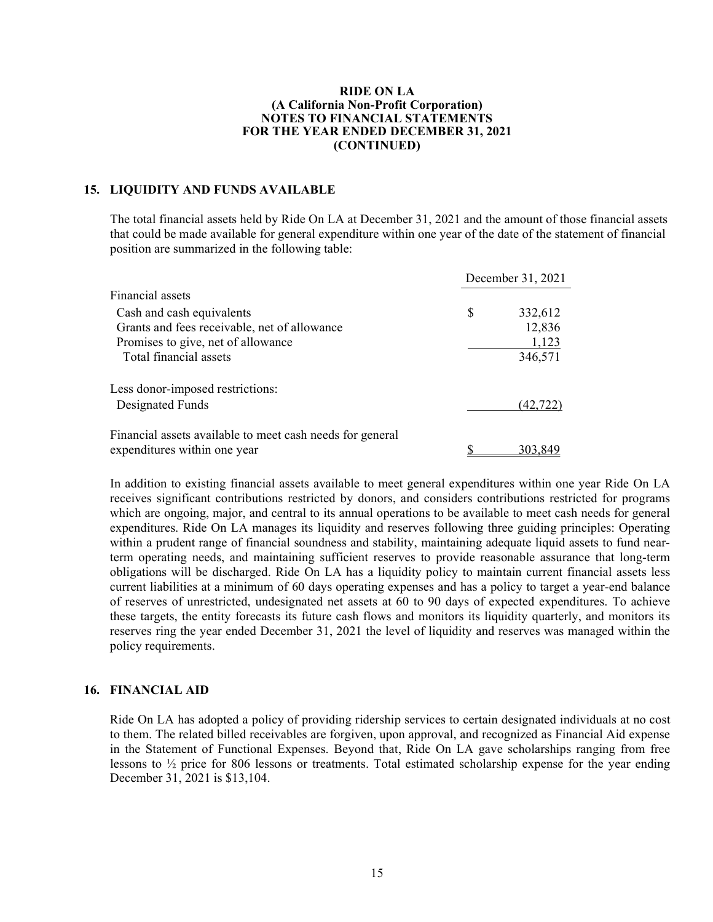**RIDE ON LA**
**(A California Non-Profit Corporation)**
**NOTES TO FINANCIAL STATEMENTS**
**FOR THE YEAR ENDED DECEMBER 31, 2021**
**(CONTINUED)**

## 15. LIQUIDITY AND FUNDS AVAILABLE

The total financial assets held by Ride On LA at December 31, 2021 and the amount of those financial assets that could be made available for general expenditure within one year of the date of the statement of financial position are summarized in the following table:

| | December 31, 2021 |
|---|---|
| Financial assets | |
| Cash and cash equivalents | $ 332,612 |
| Grants and fees receivable, net of allowance | 12,836 |
| Promises to give, net of allowance | 1,123 |
| Total financial assets | 346,571 |
| Less donor-imposed restrictions: | |
| Designated Funds | (42,722) |
| Financial assets available to meet cash needs for general expenditures within one year | $ 303,849 |

In addition to existing financial assets available to meet general expenditures within one year Ride On LA receives significant contributions restricted by donors, and considers contributions restricted for programs which are ongoing, major, and central to its annual operations to be available to meet cash needs for general expenditures. Ride On LA manages its liquidity and reserves following three guiding principles: Operating within a prudent range of financial soundness and stability, maintaining adequate liquid assets to fund near-term operating needs, and maintaining sufficient reserves to provide reasonable assurance that long-term obligations will be discharged. Ride On LA has a liquidity policy to maintain current financial assets less current liabilities at a minimum of 60 days operating expenses and has a policy to target a year-end balance of reserves of unrestricted, undesignated net assets at 60 to 90 days of expected expenditures. To achieve these targets, the entity forecasts its future cash flows and monitors its liquidity quarterly, and monitors its reserves ring the year ended December 31, 2021 the level of liquidity and reserves was managed within the policy requirements.

## 16. FINANCIAL AID

Ride On LA has adopted a policy of providing ridership services to certain designated individuals at no cost to them. The related billed receivables are forgiven, upon approval, and recognized as Financial Aid expense in the Statement of Functional Expenses. Beyond that, Ride On LA gave scholarships ranging from free lessons to ½ price for 806 lessons or treatments. Total estimated scholarship expense for the year ending December 31, 2021 is $13,104.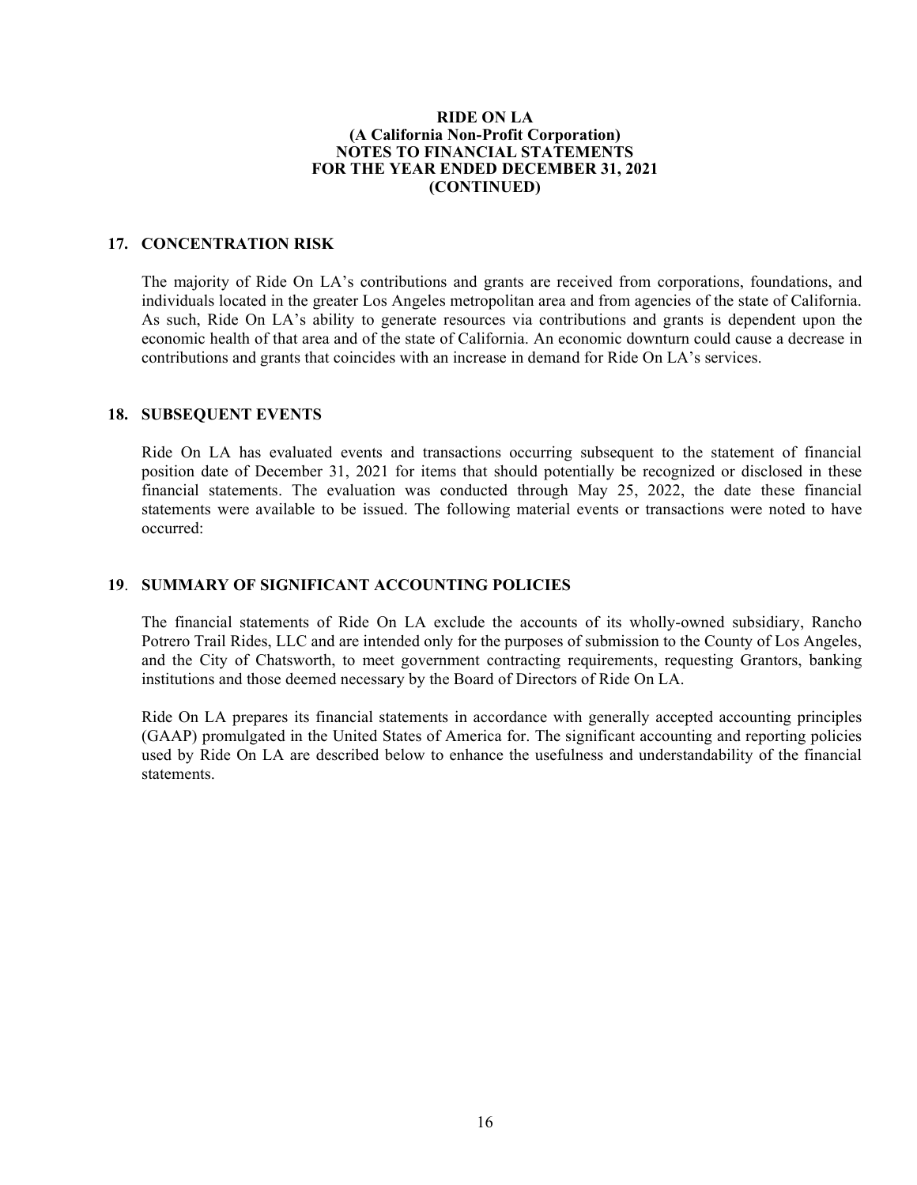## 17. CONCENTRATION RISK

The majority of Ride On LA's contributions and grants are received from corporations, foundations, and individuals located in the greater Los Angeles metropolitan area and from agencies of the state of California. As such, Ride On LA's ability to generate resources via contributions and grants is dependent upon the economic health of that area and of the state of California. An economic downturn could cause a decrease in contributions and grants that coincides with an increase in demand for Ride On LA's services.

## 18. SUBSEQUENT EVENTS

Ride On LA has evaluated events and transactions occurring subsequent to the statement of financial position date of December 31, 2021 for items that should potentially be recognized or disclosed in these financial statements. The evaluation was conducted through May 25, 2022, the date these financial statements were available to be issued. The following material events or transactions were noted to have occurred:

## 19. SUMMARY OF SIGNIFICANT ACCOUNTING POLICIES

The financial statements of Ride On LA exclude the accounts of its wholly-owned subsidiary, Rancho Potrero Trail Rides, LLC and are intended only for the purposes of submission to the County of Los Angeles, and the City of Chatsworth, to meet government contracting requirements, requesting Grantors, banking institutions and those deemed necessary by the Board of Directors of Ride On LA.

Ride On LA prepares its financial statements in accordance with generally accepted accounting principles (GAAP) promulgated in the United States of America for. The significant accounting and reporting policies used by Ride On LA are described below to enhance the usefulness and understandability of the financial statements.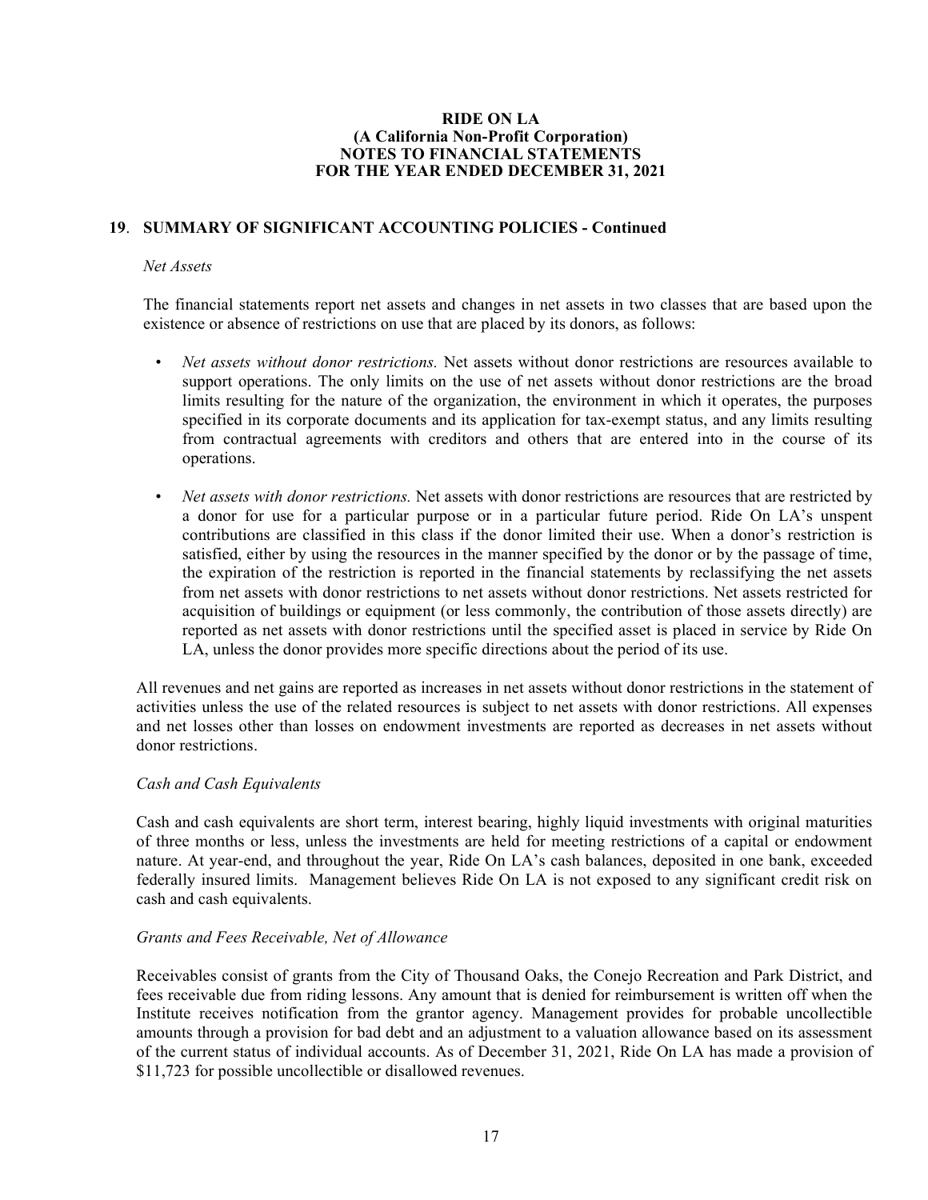**RIDE ON LA**
**(A California Non-Profit Corporation)**
**NOTES TO FINANCIAL STATEMENTS**
**FOR THE YEAR ENDED DECEMBER 31, 2021**

## 19. SUMMARY OF SIGNIFICANT ACCOUNTING POLICIES - Continued

*Net Assets*

The financial statements report net assets and changes in net assets in two classes that are based upon the existence or absence of restrictions on use that are placed by its donors, as follows:

- *Net assets without donor restrictions.* Net assets without donor restrictions are resources available to support operations. The only limits on the use of net assets without donor restrictions are the broad limits resulting for the nature of the organization, the environment in which it operates, the purposes specified in its corporate documents and its application for tax-exempt status, and any limits resulting from contractual agreements with creditors and others that are entered into in the course of its operations.
- *Net assets with donor restrictions.* Net assets with donor restrictions are resources that are restricted by a donor for use for a particular purpose or in a particular future period. Ride On LA's unspent contributions are classified in this class if the donor limited their use. When a donor's restriction is satisfied, either by using the resources in the manner specified by the donor or by the passage of time, the expiration of the restriction is reported in the financial statements by reclassifying the net assets from net assets with donor restrictions to net assets without donor restrictions. Net assets restricted for acquisition of buildings or equipment (or less commonly, the contribution of those assets directly) are reported as net assets with donor restrictions until the specified asset is placed in service by Ride On LA, unless the donor provides more specific directions about the period of its use.

All revenues and net gains are reported as increases in net assets without donor restrictions in the statement of activities unless the use of the related resources is subject to net assets with donor restrictions. All expenses and net losses other than losses on endowment investments are reported as decreases in net assets without donor restrictions.

*Cash and Cash Equivalents*

Cash and cash equivalents are short term, interest bearing, highly liquid investments with original maturities of three months or less, unless the investments are held for meeting restrictions of a capital or endowment nature. At year-end, and throughout the year, Ride On LA's cash balances, deposited in one bank, exceeded federally insured limits. Management believes Ride On LA is not exposed to any significant credit risk on cash and cash equivalents.

*Grants and Fees Receivable, Net of Allowance*

Receivables consist of grants from the City of Thousand Oaks, the Conejo Recreation and Park District, and fees receivable due from riding lessons. Any amount that is denied for reimbursement is written off when the Institute receives notification from the grantor agency. Management provides for probable uncollectible amounts through a provision for bad debt and an adjustment to a valuation allowance based on its assessment of the current status of individual accounts. As of December 31, 2021, Ride On LA has made a provision of $11,723 for possible uncollectible or disallowed revenues.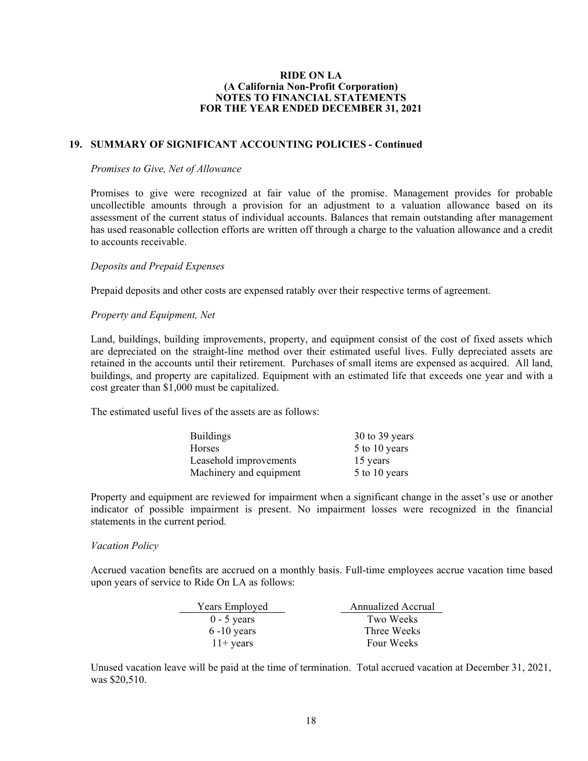**RIDE ON LA**
**(A California Non-Profit Corporation)**
**NOTES TO FINANCIAL STATEMENTS**
**FOR THE YEAR ENDED DECEMBER 31, 2021**

## 19. SUMMARY OF SIGNIFICANT ACCOUNTING POLICIES - Continued

*Promises to Give, Net of Allowance*

Promises to give were recognized at fair value of the promise. Management provides for probable uncollectible amounts through a provision for an adjustment to a valuation allowance based on its assessment of the current status of individual accounts. Balances that remain outstanding after management has used reasonable collection efforts are written off through a charge to the valuation allowance and a credit to accounts receivable.

*Deposits and Prepaid Expenses*

Prepaid deposits and other costs are expensed ratably over their respective terms of agreement.

*Property and Equipment, Net*

Land, buildings, building improvements, property, and equipment consist of the cost of fixed assets which are depreciated on the straight-line method over their estimated useful lives. Fully depreciated assets are retained in the accounts until their retirement. Purchases of small items are expensed as acquired. All land, buildings, and property are capitalized. Equipment with an estimated life that exceeds one year and with a cost greater than $1,000 must be capitalized.

The estimated useful lives of the assets are as follows:

| | |
|---|---|
| Buildings | 30 to 39 years |
| Horses | 5 to 10 years |
| Leasehold improvements | 15 years |
| Machinery and equipment | 5 to 10 years |

Property and equipment are reviewed for impairment when a significant change in the asset's use or another indicator of possible impairment is present. No impairment losses were recognized in the financial statements in the current period.

*Vacation Policy*

Accrued vacation benefits are accrued on a monthly basis. Full-time employees accrue vacation time based upon years of service to Ride On LA as follows:

| Years Employed | Annualized Accrual |
|---|---|
| 0 - 5 years | Two Weeks |
| 6 -10 years | Three Weeks |
| 11+ years | Four Weeks |

Unused vacation leave will be paid at the time of termination. Total accrued vacation at December 31, 2021, was $20,510.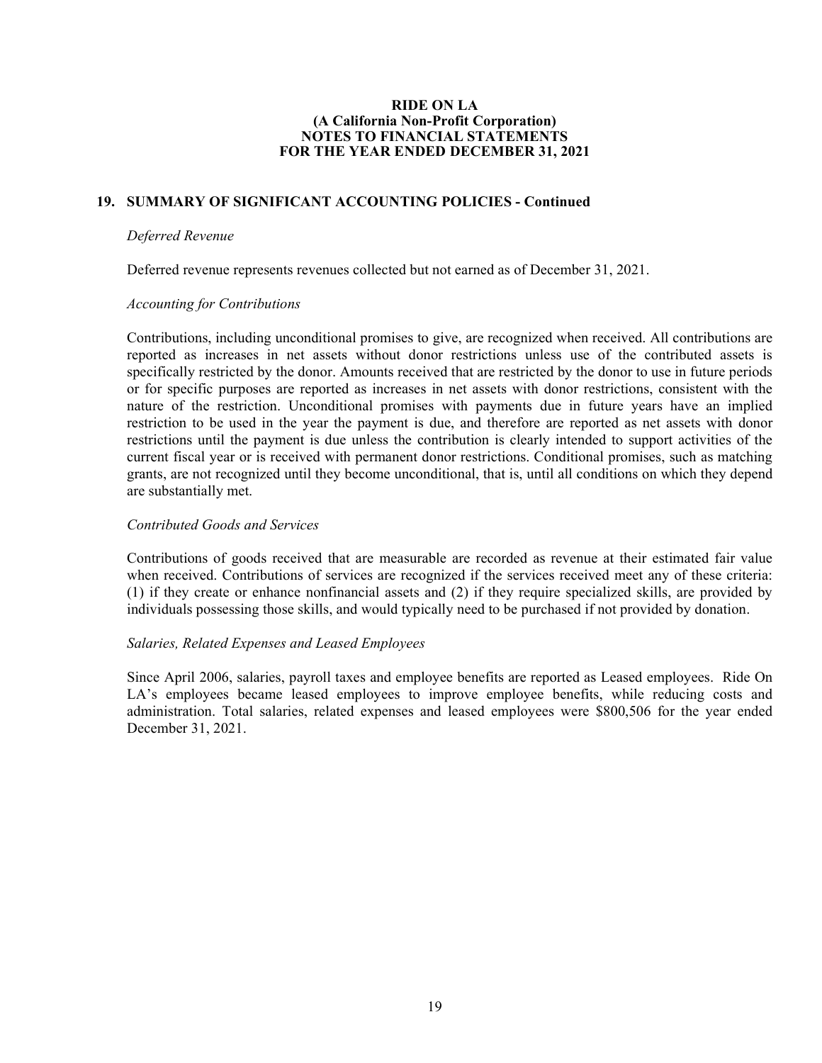## 19. SUMMARY OF SIGNIFICANT ACCOUNTING POLICIES - Continued

*Deferred Revenue*

Deferred revenue represents revenues collected but not earned as of December 31, 2021.

*Accounting for Contributions*

Contributions, including unconditional promises to give, are recognized when received. All contributions are reported as increases in net assets without donor restrictions unless use of the contributed assets is specifically restricted by the donor. Amounts received that are restricted by the donor to use in future periods or for specific purposes are reported as increases in net assets with donor restrictions, consistent with the nature of the restriction. Unconditional promises with payments due in future years have an implied restriction to be used in the year the payment is due, and therefore are reported as net assets with donor restrictions until the payment is due unless the contribution is clearly intended to support activities of the current fiscal year or is received with permanent donor restrictions. Conditional promises, such as matching grants, are not recognized until they become unconditional, that is, until all conditions on which they depend are substantially met.

*Contributed Goods and Services*

Contributions of goods received that are measurable are recorded as revenue at their estimated fair value when received. Contributions of services are recognized if the services received meet any of these criteria: (1) if they create or enhance nonfinancial assets and (2) if they require specialized skills, are provided by individuals possessing those skills, and would typically need to be purchased if not provided by donation.

*Salaries, Related Expenses and Leased Employees*

Since April 2006, salaries, payroll taxes and employee benefits are reported as Leased employees. Ride On LA's employees became leased employees to improve employee benefits, while reducing costs and administration. Total salaries, related expenses and leased employees were $800,506 for the year ended December 31, 2021.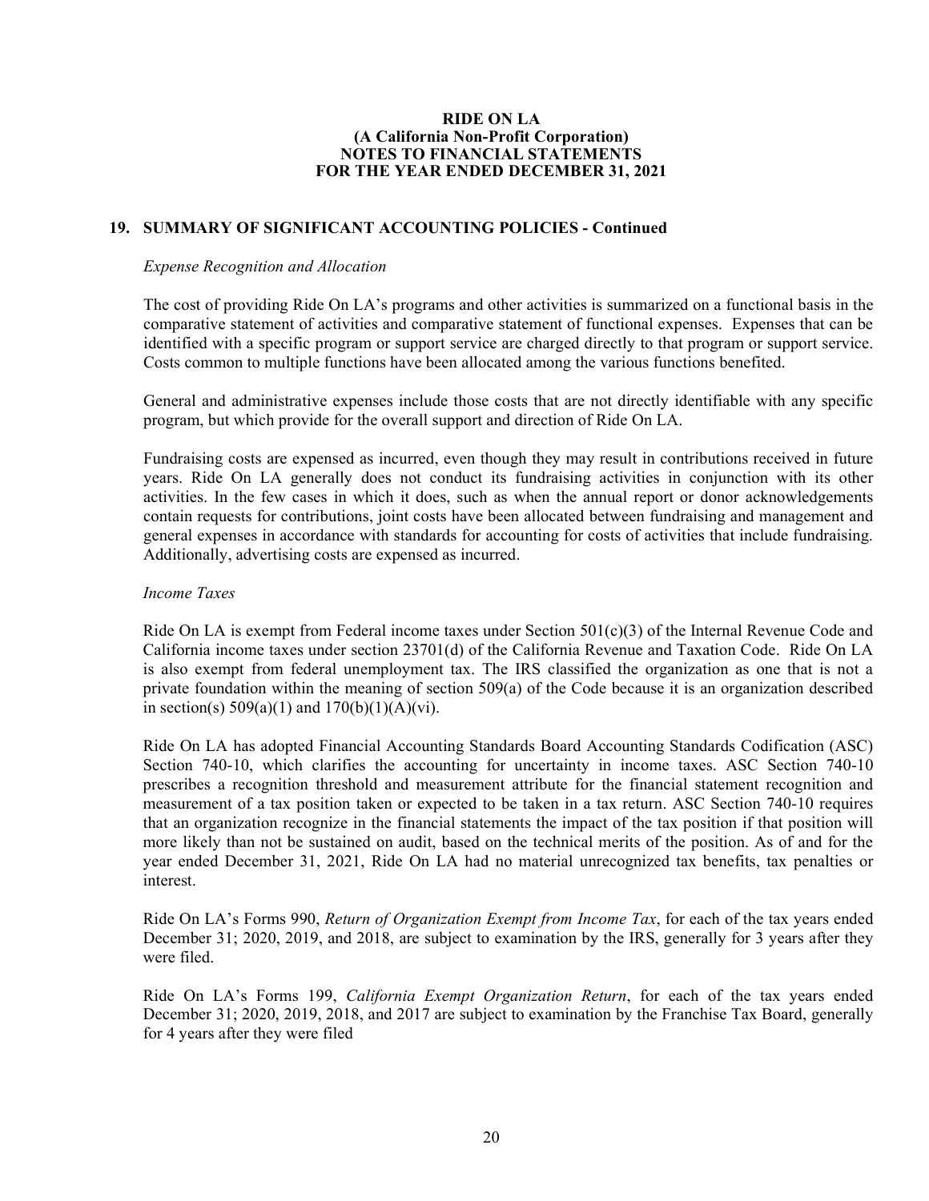**RIDE ON LA**
**(A California Non-Profit Corporation)**
**NOTES TO FINANCIAL STATEMENTS**
**FOR THE YEAR ENDED DECEMBER 31, 2021**

## 19. SUMMARY OF SIGNIFICANT ACCOUNTING POLICIES - Continued

*Expense Recognition and Allocation*

The cost of providing Ride On LA's programs and other activities is summarized on a functional basis in the comparative statement of activities and comparative statement of functional expenses. Expenses that can be identified with a specific program or support service are charged directly to that program or support service. Costs common to multiple functions have been allocated among the various functions benefited.

General and administrative expenses include those costs that are not directly identifiable with any specific program, but which provide for the overall support and direction of Ride On LA.

Fundraising costs are expensed as incurred, even though they may result in contributions received in future years. Ride On LA generally does not conduct its fundraising activities in conjunction with its other activities. In the few cases in which it does, such as when the annual report or donor acknowledgements contain requests for contributions, joint costs have been allocated between fundraising and management and general expenses in accordance with standards for accounting for costs of activities that include fundraising. Additionally, advertising costs are expensed as incurred.

*Income Taxes*

Ride On LA is exempt from Federal income taxes under Section 501(c)(3) of the Internal Revenue Code and California income taxes under section 23701(d) of the California Revenue and Taxation Code. Ride On LA is also exempt from federal unemployment tax. The IRS classified the organization as one that is not a private foundation within the meaning of section 509(a) of the Code because it is an organization described in section(s) 509(a)(1) and 170(b)(1)(A)(vi).

Ride On LA has adopted Financial Accounting Standards Board Accounting Standards Codification (ASC) Section 740-10, which clarifies the accounting for uncertainty in income taxes. ASC Section 740-10 prescribes a recognition threshold and measurement attribute for the financial statement recognition and measurement of a tax position taken or expected to be taken in a tax return. ASC Section 740-10 requires that an organization recognize in the financial statements the impact of the tax position if that position will more likely than not be sustained on audit, based on the technical merits of the position. As of and for the year ended December 31, 2021, Ride On LA had no material unrecognized tax benefits, tax penalties or interest.

Ride On LA's Forms 990, *Return of Organization Exempt from Income Tax*, for each of the tax years ended December 31; 2020, 2019, and 2018, are subject to examination by the IRS, generally for 3 years after they were filed.

Ride On LA's Forms 199, *California Exempt Organization Return*, for each of the tax years ended December 31; 2020, 2019, 2018, and 2017 are subject to examination by the Franchise Tax Board, generally for 4 years after they were filed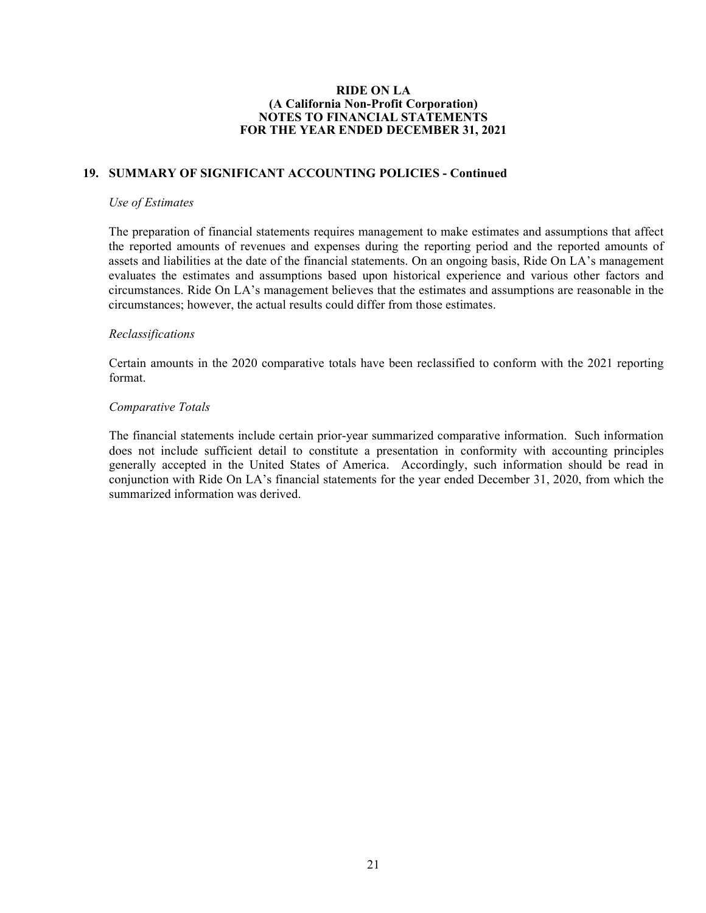**RIDE ON LA**
**(A California Non-Profit Corporation)**
**NOTES TO FINANCIAL STATEMENTS**
**FOR THE YEAR ENDED DECEMBER 31, 2021**

## 19. SUMMARY OF SIGNIFICANT ACCOUNTING POLICIES - Continued

*Use of Estimates*

The preparation of financial statements requires management to make estimates and assumptions that affect the reported amounts of revenues and expenses during the reporting period and the reported amounts of assets and liabilities at the date of the financial statements. On an ongoing basis, Ride On LA's management evaluates the estimates and assumptions based upon historical experience and various other factors and circumstances. Ride On LA's management believes that the estimates and assumptions are reasonable in the circumstances; however, the actual results could differ from those estimates.

*Reclassifications*

Certain amounts in the 2020 comparative totals have been reclassified to conform with the 2021 reporting format.

*Comparative Totals*

The financial statements include certain prior-year summarized comparative information. Such information does not include sufficient detail to constitute a presentation in conformity with accounting principles generally accepted in the United States of America. Accordingly, such information should be read in conjunction with Ride On LA's financial statements for the year ended December 31, 2020, from which the summarized information was derived.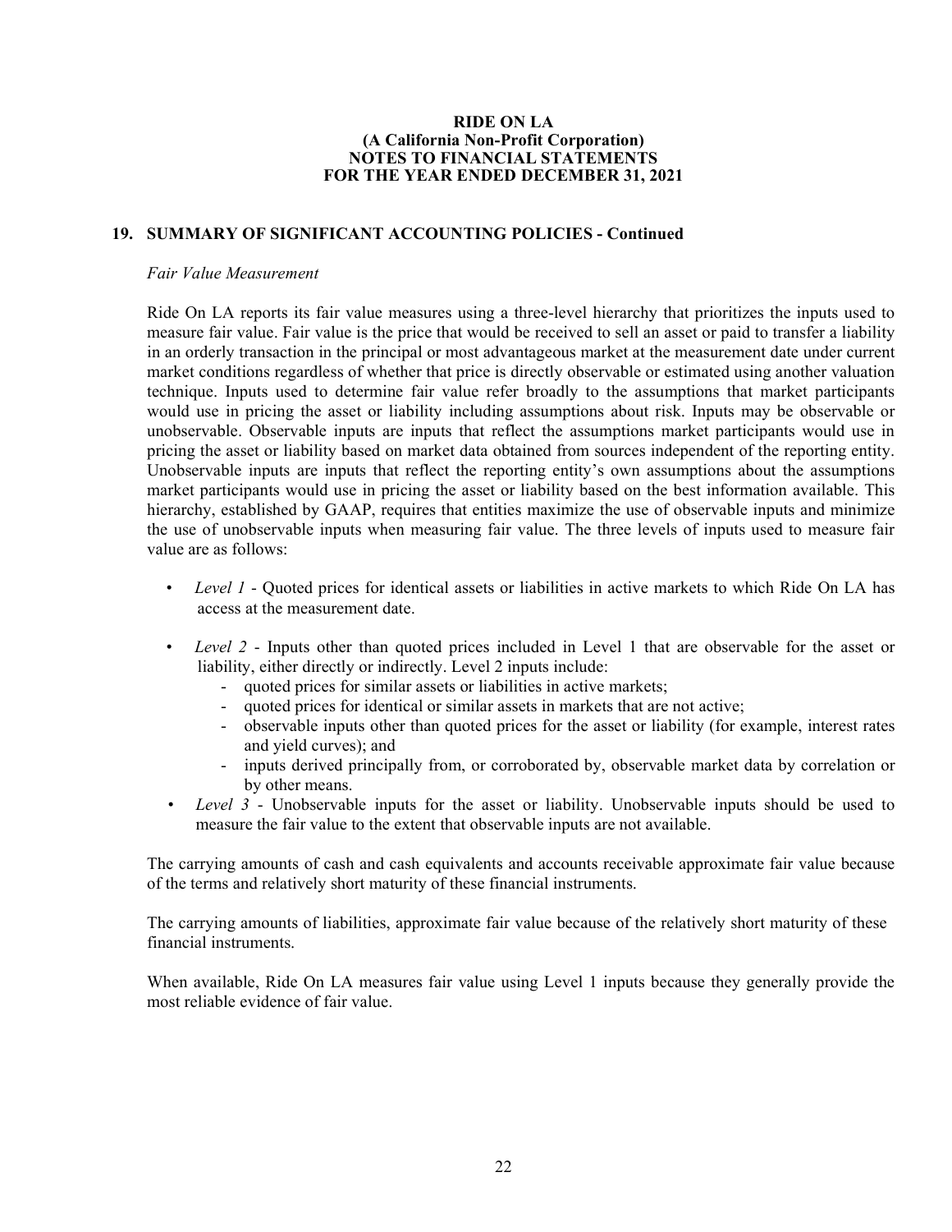## 19. SUMMARY OF SIGNIFICANT ACCOUNTING POLICIES - Continued

*Fair Value Measurement*

Ride On LA reports its fair value measures using a three-level hierarchy that prioritizes the inputs used to measure fair value. Fair value is the price that would be received to sell an asset or paid to transfer a liability in an orderly transaction in the principal or most advantageous market at the measurement date under current market conditions regardless of whether that price is directly observable or estimated using another valuation technique. Inputs used to determine fair value refer broadly to the assumptions that market participants would use in pricing the asset or liability including assumptions about risk. Inputs may be observable or unobservable. Observable inputs are inputs that reflect the assumptions market participants would use in pricing the asset or liability based on market data obtained from sources independent of the reporting entity. Unobservable inputs are inputs that reflect the reporting entity's own assumptions about the assumptions market participants would use in pricing the asset or liability based on the best information available. This hierarchy, established by GAAP, requires that entities maximize the use of observable inputs and minimize the use of unobservable inputs when measuring fair value. The three levels of inputs used to measure fair value are as follows:

- *Level 1* - Quoted prices for identical assets or liabilities in active markets to which Ride On LA has access at the measurement date.
- *Level 2* - Inputs other than quoted prices included in Level 1 that are observable for the asset or liability, either directly or indirectly. Level 2 inputs include:
    - quoted prices for similar assets or liabilities in active markets;
    - quoted prices for identical or similar assets in markets that are not active;
    - observable inputs other than quoted prices for the asset or liability (for example, interest rates and yield curves); and
    - inputs derived principally from, or corroborated by, observable market data by correlation or by other means.
- *Level 3* - Unobservable inputs for the asset or liability. Unobservable inputs should be used to measure the fair value to the extent that observable inputs are not available.

The carrying amounts of cash and cash equivalents and accounts receivable approximate fair value because of the terms and relatively short maturity of these financial instruments.

The carrying amounts of liabilities, approximate fair value because of the relatively short maturity of these financial instruments.

When available, Ride On LA measures fair value using Level 1 inputs because they generally provide the most reliable evidence of fair value.